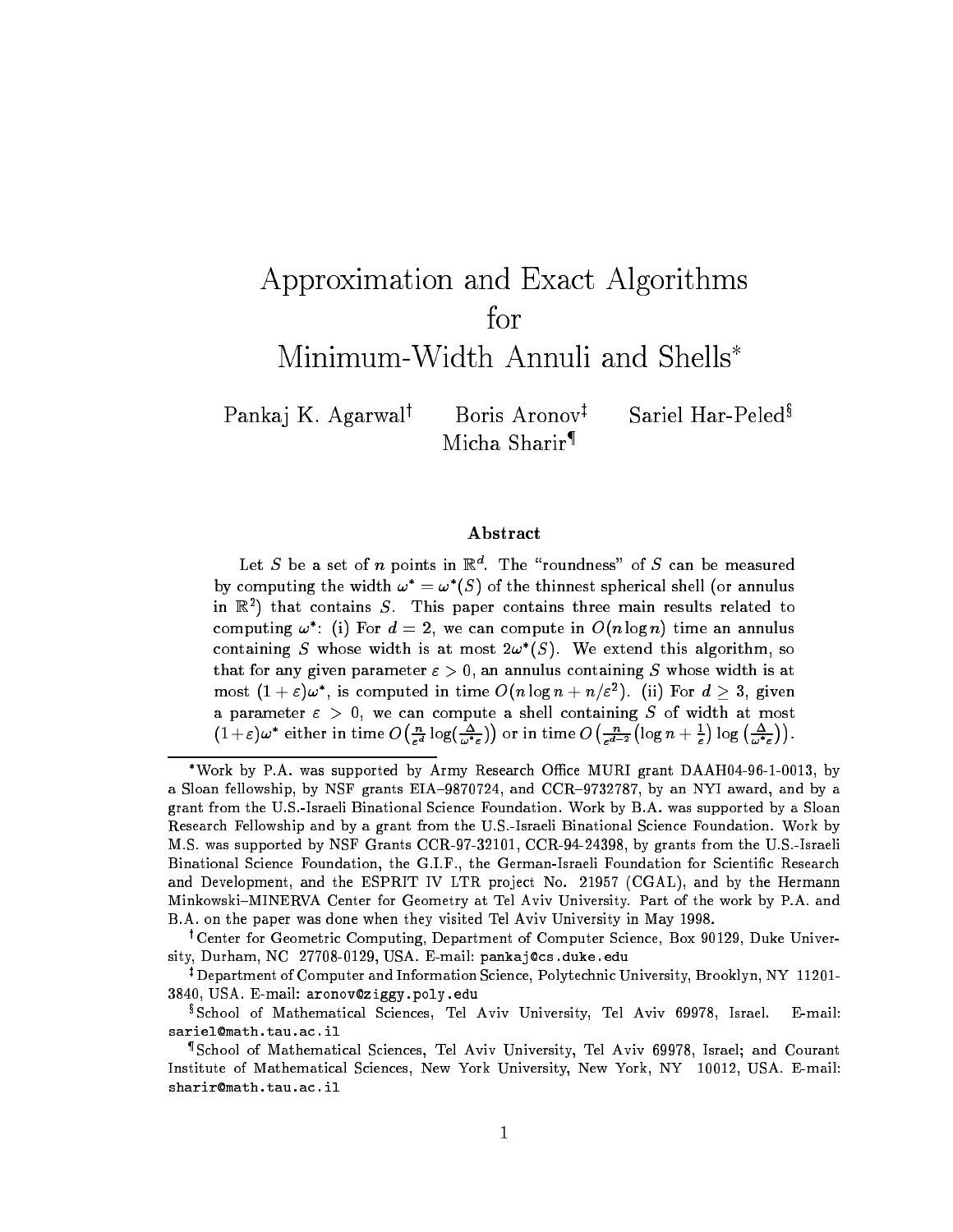# Approximation and Exact Algorithms for Minimum-Width Annuli and Shells*

Pankaj K. Agarwal[†] Boris Aronov[‡] Sariel Har-Peled[§] Micha Sharir[¶]

## Abstract

Let $S$ be a set of $n$ points in $\mathbb{R}^d$. The "roundness" of $S$ can be measured by computing the width $\omega^* = \omega^*(S)$ of the thinnest spherical shell (or annulus in $\mathbb{R}^2$) that contains $S$. This paper contains three main results related to computing $\omega^*$: (i) For $d = 2$, we can compute in $O(n \log n)$ time an annulus containing $S$ whose width is at most $2\omega^*(S)$. We extend this algorithm, so that for any given parameter $\varepsilon > 0$, an annulus containing $S$ whose width is at most $(1+\varepsilon)\omega^*$, is computed in time $O(n \log n + n/\varepsilon^2)$. (ii) For $d \geq 3$, given a parameter $\varepsilon > 0$, we can compute a shell containing $S$ of width at most $(1+\varepsilon)\omega^*$ either in time $O\left(\frac{n}{\varepsilon^d} \log(\frac{\Delta}{\omega^* \varepsilon})\right)$ or in time $O\left(\frac{n}{\varepsilon^{d-2}}\left(\log n + \frac{1}{\varepsilon}\right) \log\left(\frac{\Delta}{\omega^* \varepsilon}\right)\right)$.

---

*Work by P.A. was supported by Army Research Office MURI grant DAAH04-96-1-0013, by a Sloan fellowship, by NSF grants EIA–9870724, and CCR–9732787, by an NYI award, and by a grant from the U.S.-Israeli Binational Science Foundation. Work by B.A. was supported by a Sloan Research Fellowship and by a grant from the U.S.-Israeli Binational Science Foundation. Work by M.S. was supported by NSF Grants CCR-97-32101, CCR-94-24398, by grants from the U.S.-Israeli Binational Science Foundation, the G.I.F., the German-Israeli Foundation for Scientific Research and Development, and the ESPRIT IV LTR project No. 21957 (CGAL), and by the Hermann Minkowski–MINERVA Center for Geometry at Tel Aviv University. Part of the work by P.A. and B.A. on the paper was done when they visited Tel Aviv University in May 1998.

[†] Center for Geometric Computing, Department of Computer Science, Box 90129, Duke University, Durham, NC 27708-0129, USA. E-mail: pankaj@cs.duke.edu

[‡] Department of Computer and Information Science, Polytechnic University, Brooklyn, NY 11201-3840, USA. E-mail: aronov@ziggy.poly.edu

[§] School of Mathematical Sciences, Tel Aviv University, Tel Aviv 69978, Israel. E-mail: sariel@math.tau.ac.il

[¶] School of Mathematical Sciences, Tel Aviv University, Tel Aviv 69978, Israel; and Courant Institute of Mathematical Sciences, New York University, New York, NY 10012, USA. E-mail: sharir@math.tau.ac.il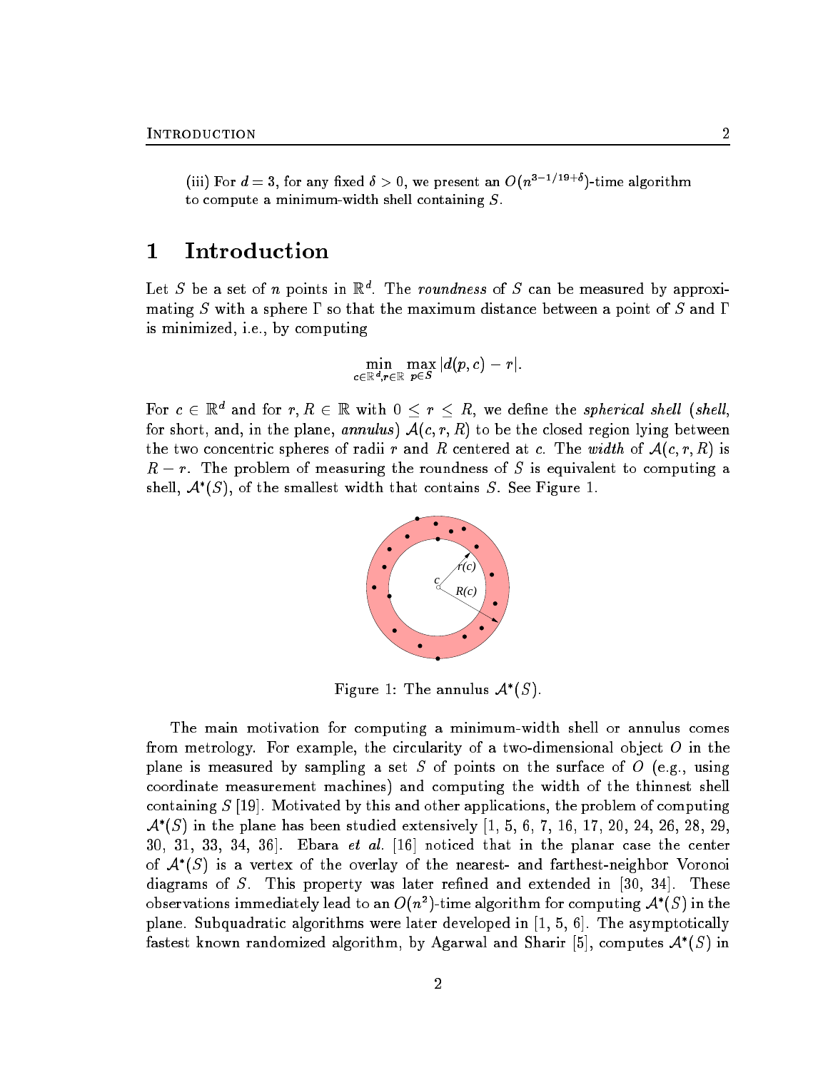(iii) For $d = 3$, for any fixed $\delta > 0$, we present an $O(n^{3-1/19+\delta})$-time algorithm to compute a minimum-width shell containing $S$.

# 1 Introduction

Let $S$ be a set of $n$ points in $\mathbb{R}^d$. The *roundness* of $S$ can be measured by approximating $S$ with a sphere $\Gamma$ so that the maximum distance between a point of $S$ and $\Gamma$ is minimized, i.e., by computing

$$\min_{c \in \mathbb{R}^d, r \in \mathbb{R}} \max_{p \in S} |d(p, c) - r|.$$

For $c \in \mathbb{R}^d$ and for $r, R \in \mathbb{R}$ with $0 \leq r \leq R$, we define the *spherical shell* (*shell*, for short, and, in the plane, *annulus*) $\mathcal{A}(c, r, R)$ to be the closed region lying between the two concentric spheres of radii $r$ and $R$ centered at $c$. The *width* of $\mathcal{A}(c, r, R)$ is $R - r$. The problem of measuring the roundness of $S$ is equivalent to computing a shell, $\mathcal{A}^*(S)$, of the smallest width that contains $S$. See Figure 1.

Figure 1: The annulus $\mathcal{A}^*(S)$.

The main motivation for computing a minimum-width shell or annulus comes from metrology. For example, the circularity of a two-dimensional object $O$ in the plane is measured by sampling a set $S$ of points on the surface of $O$ (e.g., using coordinate measurement machines) and computing the width of the thinnest shell containing $S$ [19]. Motivated by this and other applications, the problem of computing $\mathcal{A}^*(S)$ in the plane has been studied extensively [1, 5, 6, 7, 16, 17, 20, 24, 26, 28, 29, 30, 31, 33, 34, 36]. Ebara *et al.* [16] noticed that in the planar case the center of $\mathcal{A}^*(S)$ is a vertex of the overlay of the nearest- and farthest-neighbor Voronoi diagrams of $S$. This property was later refined and extended in [30, 34]. These observations immediately lead to an $O(n^2)$-time algorithm for computing $\mathcal{A}^*(S)$ in the plane. Subquadratic algorithms were later developed in [1, 5, 6]. The asymptotically fastest known randomized algorithm, by Agarwal and Sharir [5], computes $\mathcal{A}^*(S)$ in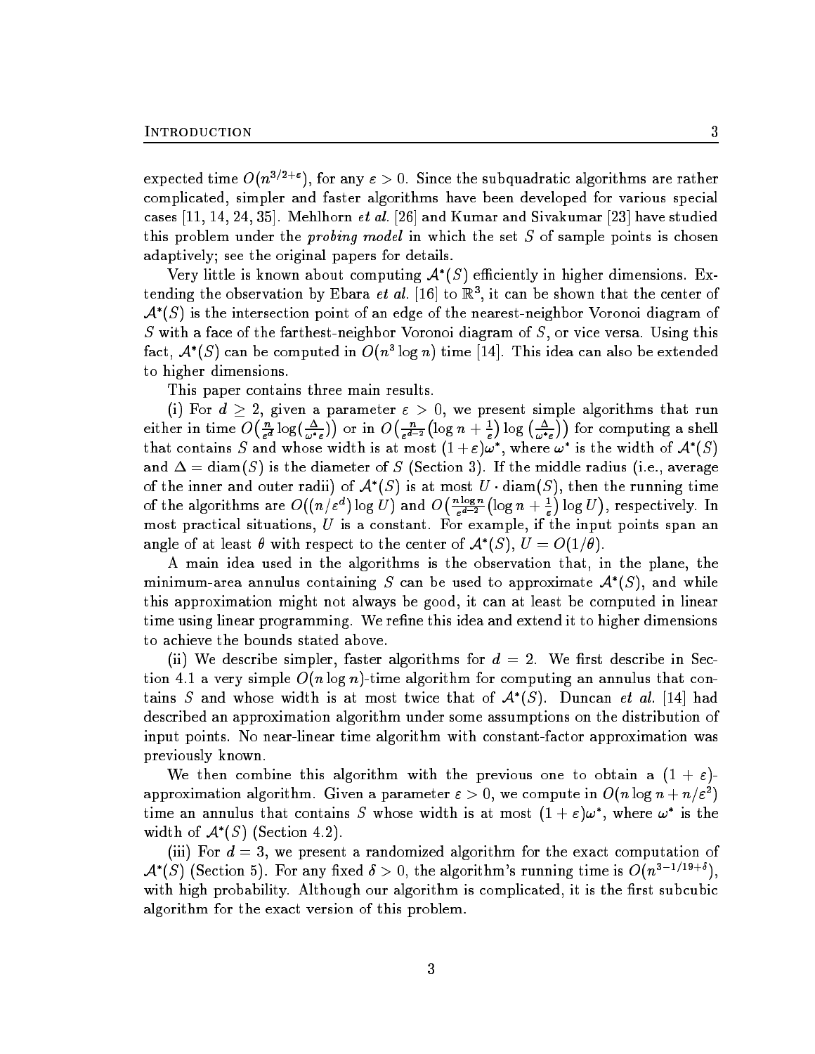expected time $O(n^{3/2+\varepsilon})$, for any $\varepsilon > 0$. Since the subquadratic algorithms are rather complicated, simpler and faster algorithms have been developed for various special cases [11, 14, 24, 35]. Mehlhorn *et al.* [26] and Kumar and Sivakumar [23] have studied this problem under the *probing model* in which the set $S$ of sample points is chosen adaptively; see the original papers for details.

Very little is known about computing $\mathcal{A}^*(S)$ efficiently in higher dimensions. Extending the observation by Ebara *et al.* [16] to $\mathbb{R}^3$, it can be shown that the center of $\mathcal{A}^*(S)$ is the intersection point of an edge of the nearest-neighbor Voronoi diagram of $S$ with a face of the farthest-neighbor Voronoi diagram of $S$, or vice versa. Using this fact, $\mathcal{A}^*(S)$ can be computed in $O(n^3 \log n)$ time [14]. This idea can also be extended to higher dimensions.

This paper contains three main results.

(i) For $d \geq 2$, given a parameter $\varepsilon > 0$, we present simple algorithms that run either in time $O\big(\frac{n}{\varepsilon^d}\log(\frac{\Delta}{\omega^*\varepsilon})\big)$ or in $O\big(\frac{n}{\varepsilon^{d-2}}\big(\log n + \frac{1}{\varepsilon}\big)\log\big(\frac{\Delta}{\omega^*\varepsilon}\big)\big)$ for computing a shell that contains $S$ and whose width is at most $(1+\varepsilon)\omega^*$, where $\omega^*$ is the width of $\mathcal{A}^*(S)$ and $\Delta = \mathrm{diam}(S)$ is the diameter of $S$ (Section 3). If the middle radius (i.e., average of the inner and outer radii) of $\mathcal{A}^*(S)$ is at most $U \cdot \mathrm{diam}(S)$, then the running time of the algorithms are $O((n/\varepsilon^d)\log U)$ and $O\big(\frac{n\log n}{\varepsilon^{d-2}}\big(\log n + \frac{1}{\varepsilon}\big)\log U\big)$, respectively. In most practical situations, $U$ is a constant. For example, if the input points span an angle of at least $\theta$ with respect to the center of $\mathcal{A}^*(S)$, $U = O(1/\theta)$.

A main idea used in the algorithms is the observation that, in the plane, the minimum-area annulus containing $S$ can be used to approximate $\mathcal{A}^*(S)$, and while this approximation might not always be good, it can at least be computed in linear time using linear programming. We refine this idea and extend it to higher dimensions to achieve the bounds stated above.

(ii) We describe simpler, faster algorithms for $d = 2$. We first describe in Section 4.1 a very simple $O(n \log n)$-time algorithm for computing an annulus that contains $S$ and whose width is at most twice that of $\mathcal{A}^*(S)$. Duncan *et al.* [14] had described an approximation algorithm under some assumptions on the distribution of input points. No near-linear time algorithm with constant-factor approximation was previously known.

We then combine this algorithm with the previous one to obtain a $(1+\varepsilon)$-approximation algorithm. Given a parameter $\varepsilon > 0$, we compute in $O(n \log n + n/\varepsilon^2)$ time an annulus that contains $S$ whose width is at most $(1+\varepsilon)\omega^*$, where $\omega^*$ is the width of $\mathcal{A}^*(S)$ (Section 4.2).

(iii) For $d = 3$, we present a randomized algorithm for the exact computation of $\mathcal{A}^*(S)$ (Section 5). For any fixed $\delta > 0$, the algorithm's running time is $O(n^{3-1/19+\delta})$, with high probability. Although our algorithm is complicated, it is the first subcubic algorithm for the exact version of this problem.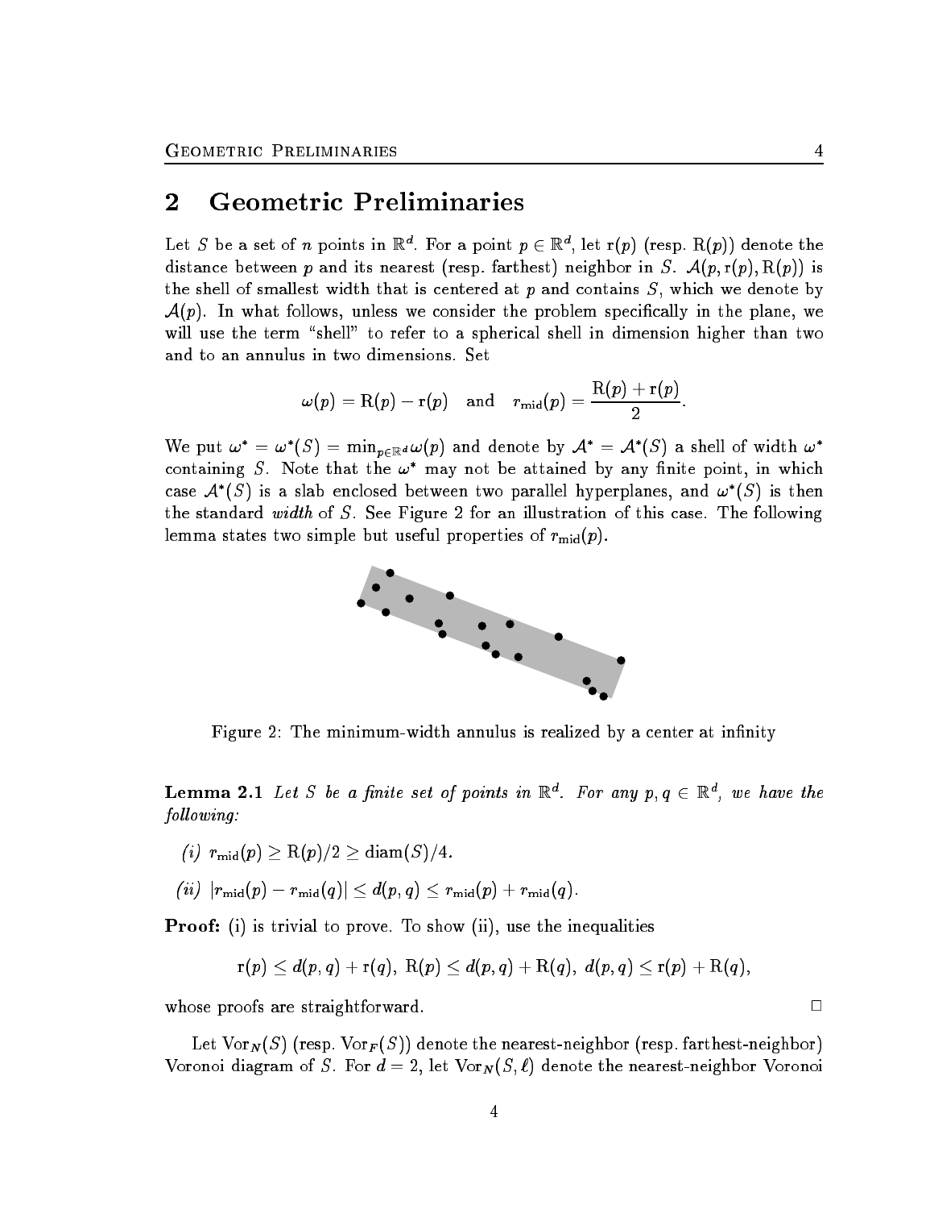## 2 Geometric Preliminaries

Let $S$ be a set of $n$ points in $\mathbb{R}^d$. For a point $p \in \mathbb{R}^d$, let $\mathrm{r}(p)$ (resp. $\mathrm{R}(p)$) denote the distance between $p$ and its nearest (resp. farthest) neighbor in $S$. $\mathcal{A}(p, \mathrm{r}(p), \mathrm{R}(p))$ is the shell of smallest width that is centered at $p$ and contains $S$, which we denote by $\mathcal{A}(p)$. In what follows, unless we consider the problem specifically in the plane, we will use the term "shell" to refer to a spherical shell in dimension higher than two and to an annulus in two dimensions. Set

$$\omega(p) = \mathrm{R}(p) - \mathrm{r}(p) \quad \text{and} \quad r_{\mathrm{mid}}(p) = \frac{\mathrm{R}(p) + \mathrm{r}(p)}{2}.$$

We put $\omega^* = \omega^*(S) = \min_{p \in \mathbb{R}^d} \omega(p)$ and denote by $\mathcal{A}^* = \mathcal{A}^*(S)$ a shell of width $\omega^*$ containing $S$. Note that the $\omega^*$ may not be attained by any finite point, in which case $\mathcal{A}^*(S)$ is a slab enclosed between two parallel hyperplanes, and $\omega^*(S)$ is then the standard *width* of $S$. See Figure 2 for an illustration of this case. The following lemma states two simple but useful properties of $r_{\mathrm{mid}}(p)$.

Figure 2: The minimum-width annulus is realized by a center at infinity

**Lemma 2.1** *Let $S$ be a finite set of points in $\mathbb{R}^d$. For any $p, q \in \mathbb{R}^d$, we have the following:*

*(i)* $r_{\mathrm{mid}}(p) \geq \mathrm{R}(p)/2 \geq \mathrm{diam}(S)/4$.

*(ii)* $|r_{\mathrm{mid}}(p) - r_{\mathrm{mid}}(q)| \leq d(p,q) \leq r_{\mathrm{mid}}(p) + r_{\mathrm{mid}}(q)$.

**Proof:** (i) is trivial to prove. To show (ii), use the inequalities

$$\mathrm{r}(p) \leq d(p,q) + \mathrm{r}(q),\ \mathrm{R}(p) \leq d(p,q) + \mathrm{R}(q),\ d(p,q) \leq \mathrm{r}(p) + \mathrm{R}(q),$$

whose proofs are straightforward. □

Let $\mathrm{Vor}_N(S)$ (resp. $\mathrm{Vor}_F(S)$) denote the nearest-neighbor (resp. farthest-neighbor) Voronoi diagram of $S$. For $d = 2$, let $\mathrm{Vor}_N(S, \ell)$ denote the nearest-neighbor Voronoi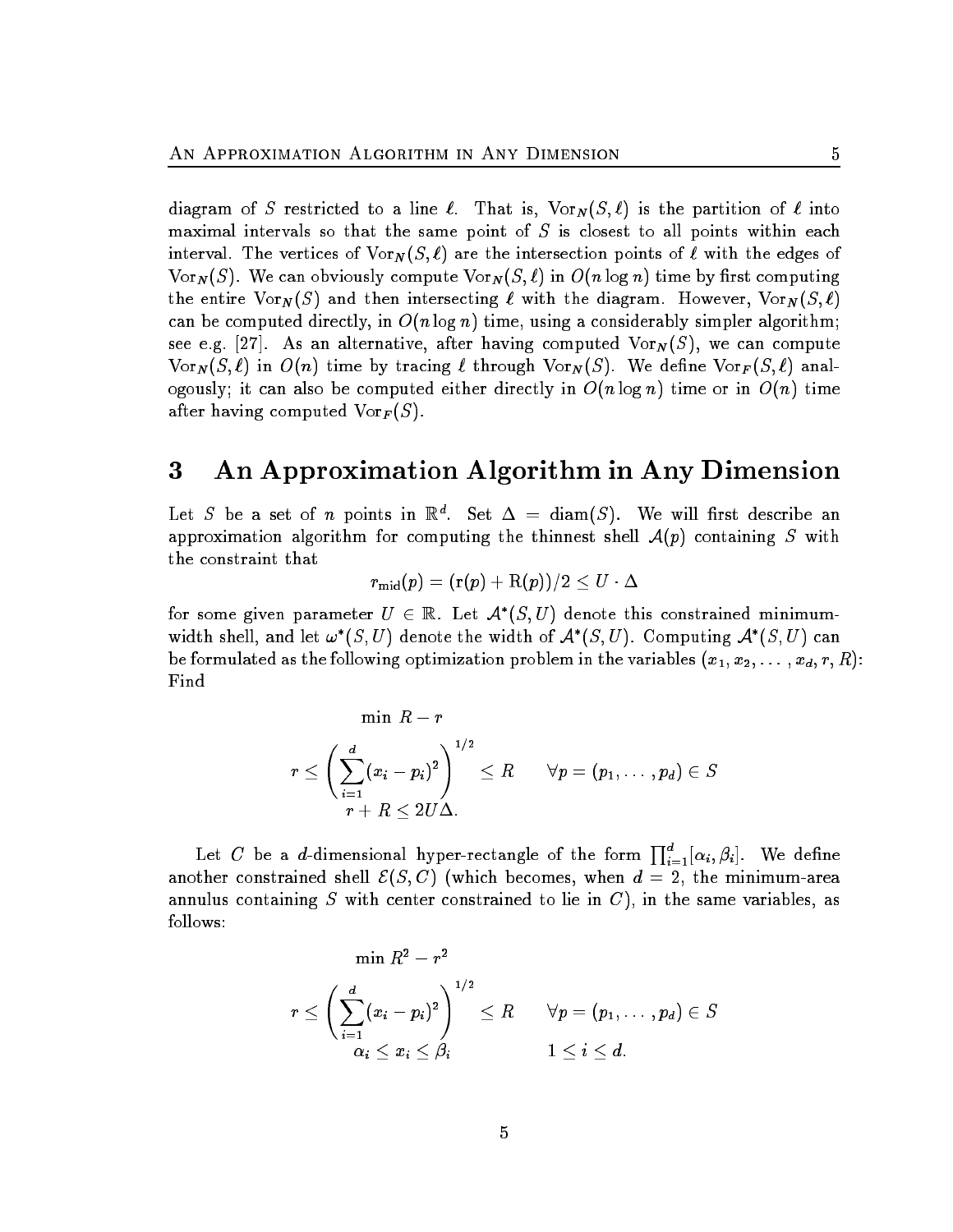diagram of $S$ restricted to a line $\ell$. That is, $\mathrm{Vor}_N(S, \ell)$ is the partition of $\ell$ into maximal intervals so that the same point of $S$ is closest to all points within each interval. The vertices of $\mathrm{Vor}_N(S, \ell)$ are the intersection points of $\ell$ with the edges of $\mathrm{Vor}_N(S)$. We can obviously compute $\mathrm{Vor}_N(S, \ell)$ in $O(n \log n)$ time by first computing the entire $\mathrm{Vor}_N(S)$ and then intersecting $\ell$ with the diagram. However, $\mathrm{Vor}_N(S, \ell)$ can be computed directly, in $O(n \log n)$ time, using a considerably simpler algorithm; see e.g. [27]. As an alternative, after having computed $\mathrm{Vor}_N(S)$, we can compute $\mathrm{Vor}_N(S, \ell)$ in $O(n)$ time by tracing $\ell$ through $\mathrm{Vor}_N(S)$. We define $\mathrm{Vor}_F(S, \ell)$ analogously; it can also be computed either directly in $O(n \log n)$ time or in $O(n)$ time after having computed $\mathrm{Vor}_F(S)$.

# 3 An Approximation Algorithm in Any Dimension

Let $S$ be a set of $n$ points in $\mathbb{R}^d$. Set $\Delta = \mathrm{diam}(S)$. We will first describe an approximation algorithm for computing the thinnest shell $\mathcal{A}(p)$ containing $S$ with the constraint that

$$r_{\mathrm{mid}}(p) = (\mathrm{r}(p) + \mathrm{R}(p))/2 \le U \cdot \Delta$$

for some given parameter $U \in \mathbb{R}$. Let $\mathcal{A}^*(S, U)$ denote this constrained minimum-width shell, and let $\omega^*(S, U)$ denote the width of $\mathcal{A}^*(S, U)$. Computing $\mathcal{A}^*(S, U)$ can be formulated as the following optimization problem in the variables $(x_1, x_2, \ldots, x_d, r, R)$: Find

$$\begin{aligned}
&\min R - r \\
&r \le \left( \sum_{i=1}^{d} (x_i - p_i)^2 \right)^{1/2} \le R \qquad \forall p = (p_1, \ldots, p_d) \in S \\
&r + R \le 2U\Delta.
\end{aligned}$$

Let $C$ be a $d$-dimensional hyper-rectangle of the form $\prod_{i=1}^{d} [\alpha_i, \beta_i]$. We define another constrained shell $\mathcal{E}(S, C)$ (which becomes, when $d = 2$, the minimum-area annulus containing $S$ with center constrained to lie in $C$), in the same variables, as follows:

$$\begin{aligned}
&\min R^2 - r^2 \\
&r \le \left( \sum_{i=1}^{d} (x_i - p_i)^2 \right)^{1/2} \le R \qquad \forall p = (p_1, \ldots, p_d) \in S \\
&\alpha_i \le x_i \le \beta_i \qquad\qquad 1 \le i \le d.
\end{aligned}$$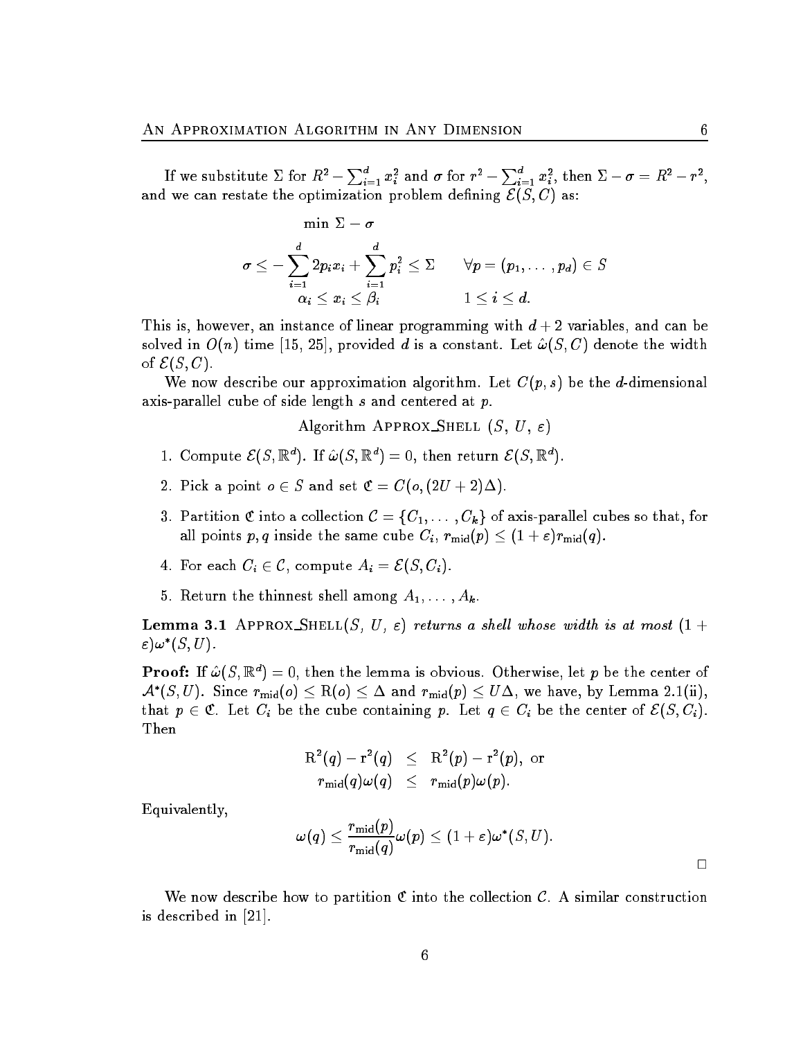If we substitute $\Sigma$ for $R^2 - \sum_{i=1}^d x_i^2$ and $\sigma$ for $r^2 - \sum_{i=1}^d x_i^2$, then $\Sigma - \sigma = R^2 - r^2$, and we can restate the optimization problem defining $\mathcal{E}(S, C)$ as:

$$
\begin{array}{ll}
\min \ \Sigma - \sigma & \\
\sigma \leq -\sum_{i=1}^{d} 2p_i x_i + \sum_{i=1}^{d} p_i^2 \leq \Sigma & \forall p = (p_1, \ldots, p_d) \in S \\
\alpha_i \leq x_i \leq \beta_i & 1 \leq i \leq d.
\end{array}
$$

This is, however, an instance of linear programming with $d+2$ variables, and can be solved in $O(n)$ time [15, 25], provided $d$ is a constant. Let $\hat{\omega}(S, C)$ denote the width of $\mathcal{E}(S, C)$.

We now describe our approximation algorithm. Let $C(p, s)$ be the $d$-dimensional axis-parallel cube of side length $s$ and centered at $p$.

Algorithm Approx_Shell ($S$, $U$, $\varepsilon$)

1. Compute $\mathcal{E}(S, \mathbb{R}^d)$. If $\hat{\omega}(S, \mathbb{R}^d) = 0$, then return $\mathcal{E}(S, \mathbb{R}^d)$.
2. Pick a point $o \in S$ and set $\mathfrak{C} = C(o, (2U + 2)\Delta)$.
3. Partition $\mathfrak{C}$ into a collection $\mathcal{C} = \{C_1, \ldots, C_k\}$ of axis-parallel cubes so that, for all points $p, q$ inside the same cube $C_i$, $r_{\text{mid}}(p) \leq (1 + \varepsilon) r_{\text{mid}}(q)$.
4. For each $C_i \in \mathcal{C}$, compute $A_i = \mathcal{E}(S, C_i)$.
5. Return the thinnest shell among $A_1, \ldots, A_k$.

**Lemma 3.1** *Approx_Shell($S$, $U$, $\varepsilon$) returns a shell whose width is at most $(1 + \varepsilon)\omega^*(S, U)$.*

**Proof:** If $\hat{\omega}(S, \mathbb{R}^d) = 0$, then the lemma is obvious. Otherwise, let $p$ be the center of $\mathcal{A}^*(S, U)$. Since $r_{\text{mid}}(o) \leq \mathrm{R}(o) \leq \Delta$ and $r_{\text{mid}}(p) \leq U\Delta$, we have, by Lemma 2.1(ii), that $p \in \mathfrak{C}$. Let $C_i$ be the cube containing $p$. Let $q \in C_i$ be the center of $\mathcal{E}(S, C_i)$. Then

$$
\begin{array}{rcl}
\mathrm{R}^2(q) - \mathrm{r}^2(q) & \leq & \mathrm{R}^2(p) - \mathrm{r}^2(p), \text{ or} \\
r_{\text{mid}}(q)\omega(q) & \leq & r_{\text{mid}}(p)\omega(p).
\end{array}
$$

Equivalently,

$$
\omega(q) \leq \frac{r_{\text{mid}}(p)}{r_{\text{mid}}(q)} \omega(p) \leq (1 + \varepsilon)\omega^*(S, U).
$$

□

We now describe how to partition $\mathfrak{C}$ into the collection $\mathcal{C}$. A similar construction is described in [21].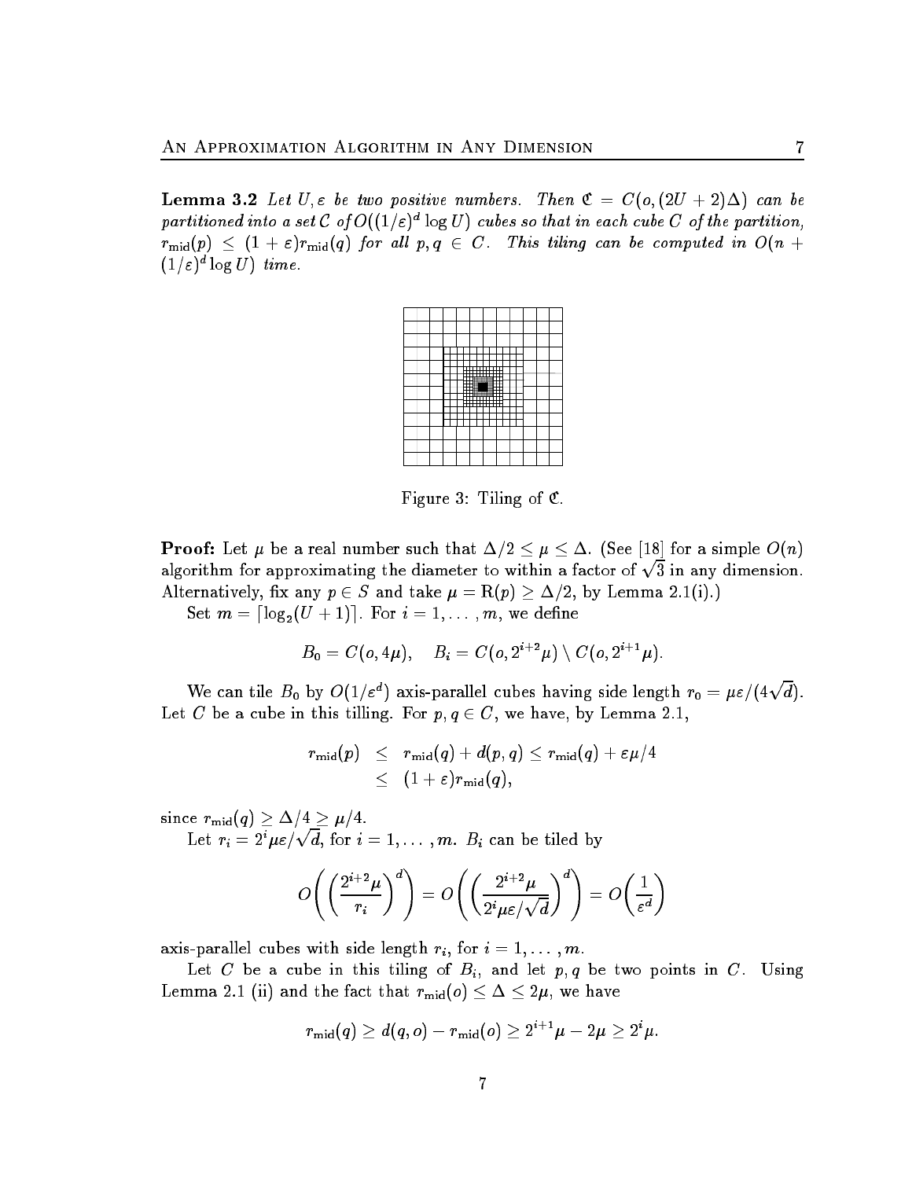**Lemma 3.2** *Let $U, \varepsilon$ be two positive numbers. Then $\mathfrak{C} = C(o, (2U+2)\Delta)$ can be partitioned into a set $\mathcal{C}$ of $O((1/\varepsilon)^d \log U)$ cubes so that in each cube $C$ of the partition, $r_{\text{mid}}(p) \leq (1+\varepsilon) r_{\text{mid}}(q)$ for all $p, q \in C$. This tiling can be computed in $O(n + (1/\varepsilon)^d \log U)$ time.*

Figure 3: Tiling of $\mathfrak{C}$.

**Proof:** Let $\mu$ be a real number such that $\Delta/2 \leq \mu \leq \Delta$. (See [18] for a simple $O(n)$ algorithm for approximating the diameter to within a factor of $\sqrt{3}$ in any dimension. Alternatively, fix any $p \in S$ and take $\mu = \text{R}(p) \geq \Delta/2$, by Lemma 2.1(i).)

Set $m = \lceil \log_2(U+1) \rceil$. For $i = 1, \ldots, m$, we define

$$B_0 = C(o, 4\mu), \quad B_i = C(o, 2^{i+2}\mu) \setminus C(o, 2^{i+1}\mu).$$

We can tile $B_0$ by $O(1/\varepsilon^d)$ axis-parallel cubes having side length $r_0 = \mu\varepsilon/(4\sqrt{d})$. Let $C$ be a cube in this tilling. For $p, q \in C$, we have, by Lemma 2.1,

$$\begin{aligned} r_{\text{mid}}(p) &\leq r_{\text{mid}}(q) + d(p,q) \leq r_{\text{mid}}(q) + \varepsilon\mu/4 \\ &\leq (1+\varepsilon) r_{\text{mid}}(q), \end{aligned}$$

since $r_{\text{mid}}(q) \geq \Delta/4 \geq \mu/4$.

Let $r_i = 2^i \mu\varepsilon/\sqrt{d}$, for $i = 1, \ldots, m$. $B_i$ can be tiled by

$$O\left(\left(\frac{2^{i+2}\mu}{r_i}\right)^d\right) = O\left(\left(\frac{2^{i+2}\mu}{2^i\mu\varepsilon/\sqrt{d}}\right)^d\right) = O\left(\frac{1}{\varepsilon^d}\right)$$

axis-parallel cubes with side length $r_i$, for $i = 1, \ldots, m$.

Let $C$ be a cube in this tiling of $B_i$, and let $p, q$ be two points in $C$. Using Lemma 2.1 (ii) and the fact that $r_{\text{mid}}(o) \leq \Delta \leq 2\mu$, we have

$$r_{\text{mid}}(q) \geq d(q, o) - r_{\text{mid}}(o) \geq 2^{i+1}\mu - 2\mu \geq 2^i \mu.$$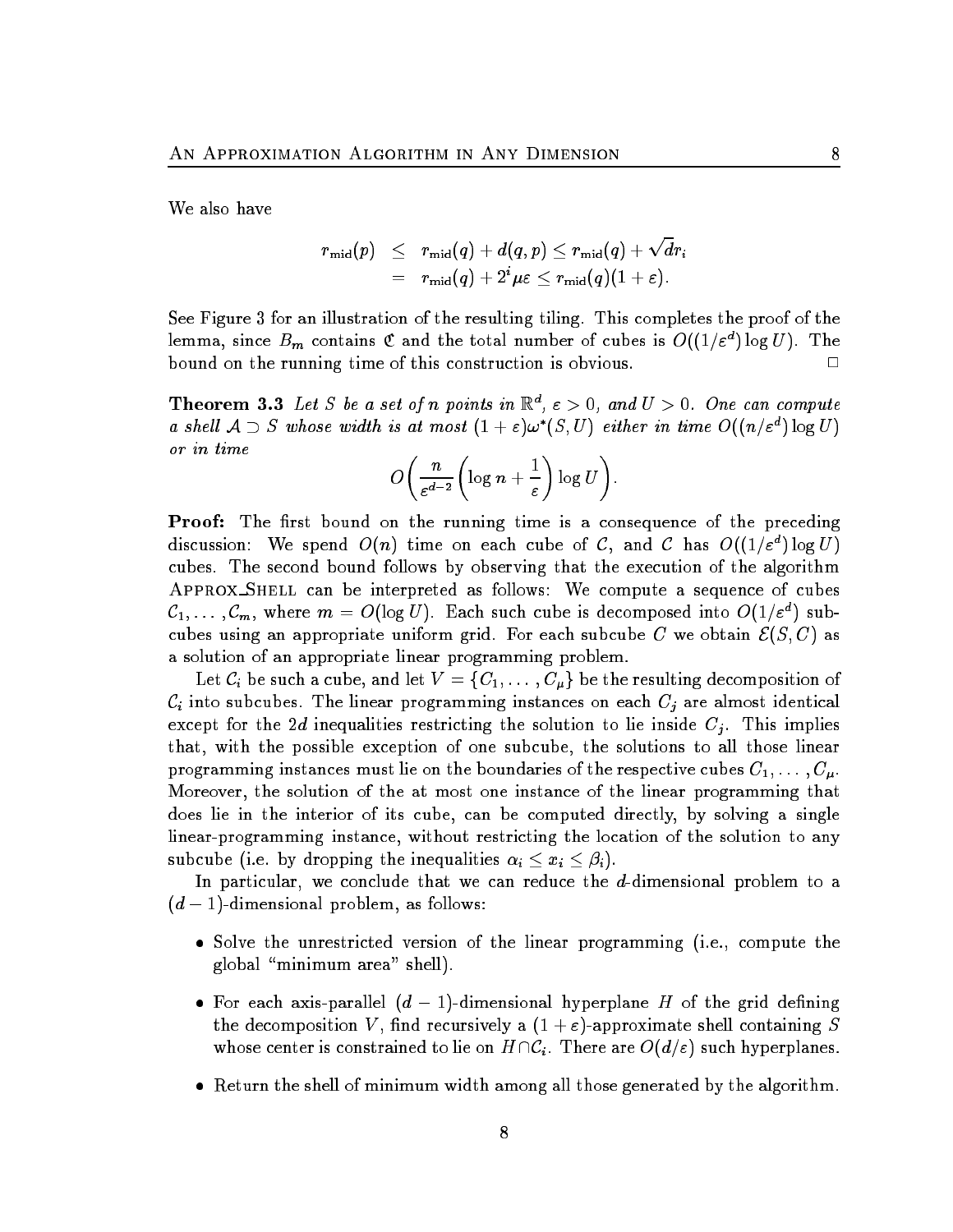We also have

$$
\begin{aligned}
r_{\rm mid}(p) &\leq r_{\rm mid}(q) + d(q,p) \leq r_{\rm mid}(q) + \sqrt{d} r_i \\
&= r_{\rm mid}(q) + 2^i \mu \varepsilon \leq r_{\rm mid}(q)(1+\varepsilon).
\end{aligned}
$$

See Figure 3 for an illustration of the resulting tiling. This completes the proof of the lemma, since $B_m$ contains $\mathfrak{C}$ and the total number of cubes is $O((1/\varepsilon^d)\log U)$. The bound on the running time of this construction is obvious. $\square$

**Theorem 3.3** *Let $S$ be a set of $n$ points in $\mathbb{R}^d$, $\varepsilon > 0$, and $U > 0$. One can compute a shell $\mathcal{A} \supset S$ whose width is at most $(1+\varepsilon)\omega^*(S,U)$ either in time $O((n/\varepsilon^d)\log U)$ or in time*

$$
O\left(\frac{n}{\varepsilon^{d-2}}\left(\log n + \frac{1}{\varepsilon}\right)\log U\right).
$$

**Proof:** The first bound on the running time is a consequence of the preceding discussion: We spend $O(n)$ time on each cube of $\mathcal{C}$, and $\mathcal{C}$ has $O((1/\varepsilon^d)\log U)$ cubes. The second bound follows by observing that the execution of the algorithm Approx_Shell can be interpreted as follows: We compute a sequence of cubes $\mathcal{C}_1, \ldots, \mathcal{C}_m$, where $m = O(\log U)$. Each such cube is decomposed into $O(1/\varepsilon^d)$ subcubes using an appropriate uniform grid. For each subcube $C$ we obtain $\mathcal{E}(S,C)$ as a solution of an appropriate linear programming problem.

Let $\mathcal{C}_i$ be such a cube, and let $V = \{C_1, \ldots, C_\mu\}$ be the resulting decomposition of $\mathcal{C}_i$ into subcubes. The linear programming instances on each $C_j$ are almost identical except for the $2d$ inequalities restricting the solution to lie inside $C_j$. This implies that, with the possible exception of one subcube, the solutions to all those linear programming instances must lie on the boundaries of the respective cubes $C_1, \ldots, C_\mu$. Moreover, the solution of the at most one instance of the linear programming that does lie in the interior of its cube, can be computed directly, by solving a single linear-programming instance, without restricting the location of the solution to any subcube (i.e. by dropping the inequalities $\alpha_i \leq x_i \leq \beta_i$).

In particular, we conclude that we can reduce the $d$-dimensional problem to a $(d-1)$-dimensional problem, as follows:

- Solve the unrestricted version of the linear programming (i.e., compute the global "minimum area" shell).
- For each axis-parallel $(d-1)$-dimensional hyperplane $H$ of the grid defining the decomposition $V$, find recursively a $(1+\varepsilon)$-approximate shell containing $S$ whose center is constrained to lie on $H \cap \mathcal{C}_i$. There are $O(d/\varepsilon)$ such hyperplanes.
- Return the shell of minimum width among all those generated by the algorithm.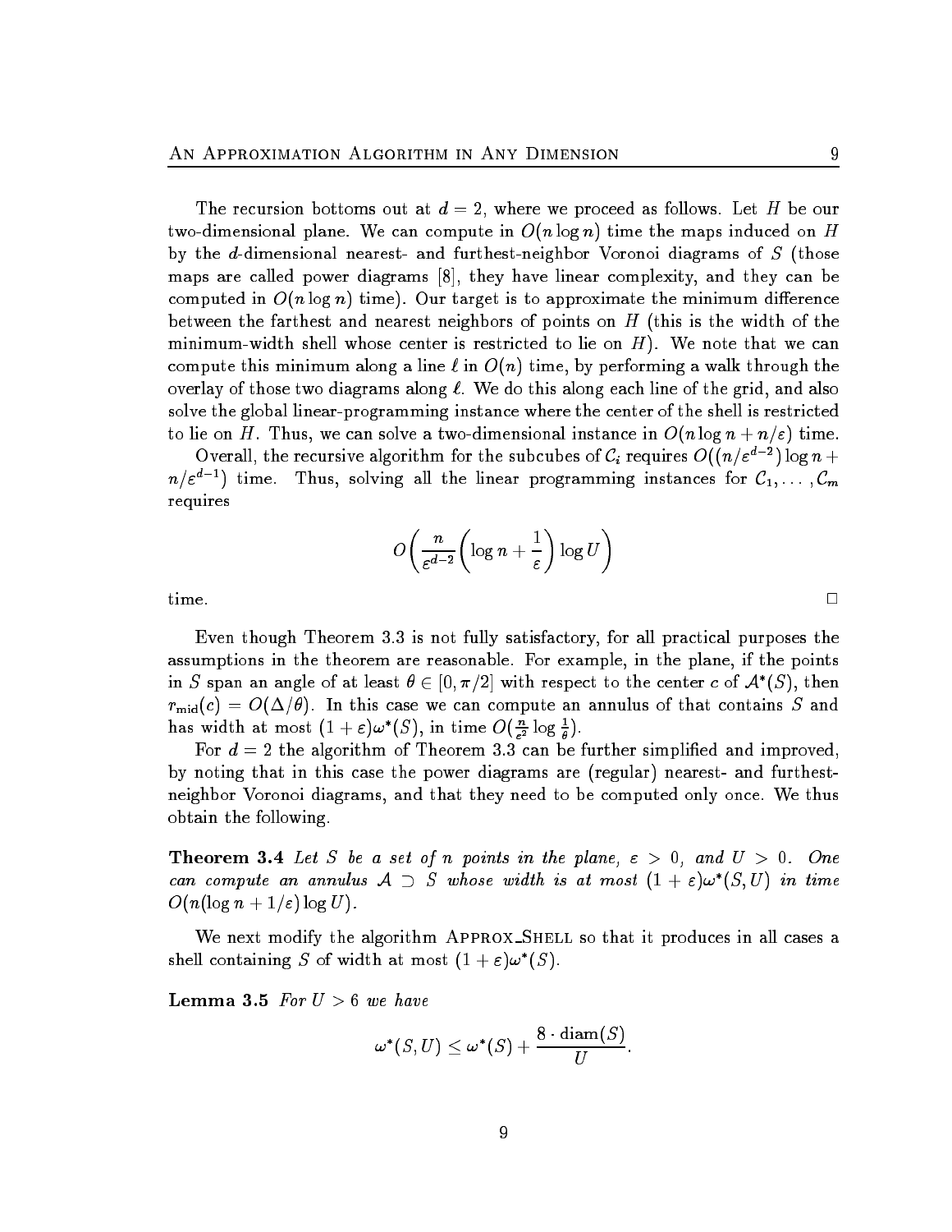The recursion bottoms out at $d = 2$, where we proceed as follows. Let $H$ be our two-dimensional plane. We can compute in $O(n \log n)$ time the maps induced on $H$ by the $d$-dimensional nearest- and furthest-neighbor Voronoi diagrams of $S$ (those maps are called power diagrams [8], they have linear complexity, and they can be computed in $O(n \log n)$ time). Our target is to approximate the minimum difference between the farthest and nearest neighbors of points on $H$ (this is the width of the minimum-width shell whose center is restricted to lie on $H$). We note that we can compute this minimum along a line $\ell$ in $O(n)$ time, by performing a walk through the overlay of those two diagrams along $\ell$. We do this along each line of the grid, and also solve the global linear-programming instance where the center of the shell is restricted to lie on $H$. Thus, we can solve a two-dimensional instance in $O(n \log n + n/\varepsilon)$ time.

Overall, the recursive algorithm for the subcubes of $\mathcal{C}_i$ requires $O((n/\varepsilon^{d-2}) \log n + n/\varepsilon^{d-1})$ time. Thus, solving all the linear programming instances for $\mathcal{C}_1, \ldots, \mathcal{C}_m$ requires

$$O\left( \frac{n}{\varepsilon^{d-2}} \left( \log n + \frac{1}{\varepsilon} \right) \log U \right)$$

time. □

Even though Theorem 3.3 is not fully satisfactory, for all practical purposes the assumptions in the theorem are reasonable. For example, in the plane, if the points in $S$ span an angle of at least $\theta \in [0, \pi/2]$ with respect to the center $c$ of $\mathcal{A}^*(S)$, then $r_{\mathrm{mid}}(c) = O(\Delta/\theta)$. In this case we can compute an annulus of that contains $S$ and has width at most $(1+\varepsilon)\omega^*(S)$, in time $O(\frac{n}{\varepsilon^2} \log \frac{1}{\theta})$.

For $d = 2$ the algorithm of Theorem 3.3 can be further simplified and improved, by noting that in this case the power diagrams are (regular) nearest- and furthest-neighbor Voronoi diagrams, and that they need to be computed only once. We thus obtain the following.

**Theorem 3.4** *Let $S$ be a set of $n$ points in the plane, $\varepsilon > 0$, and $U > 0$. One can compute an annulus $\mathcal{A} \supset S$ whose width is at most $(1+\varepsilon)\omega^*(S, U)$ in time $O(n(\log n + 1/\varepsilon) \log U)$.*

We next modify the algorithm Approx_Shell so that it produces in all cases a shell containing $S$ of width at most $(1+\varepsilon)\omega^*(S)$.

**Lemma 3.5** *For $U > 6$ we have*

$$\omega^*(S, U) \le \omega^*(S) + \frac{8 \cdot \mathrm{diam}(S)}{U}.$$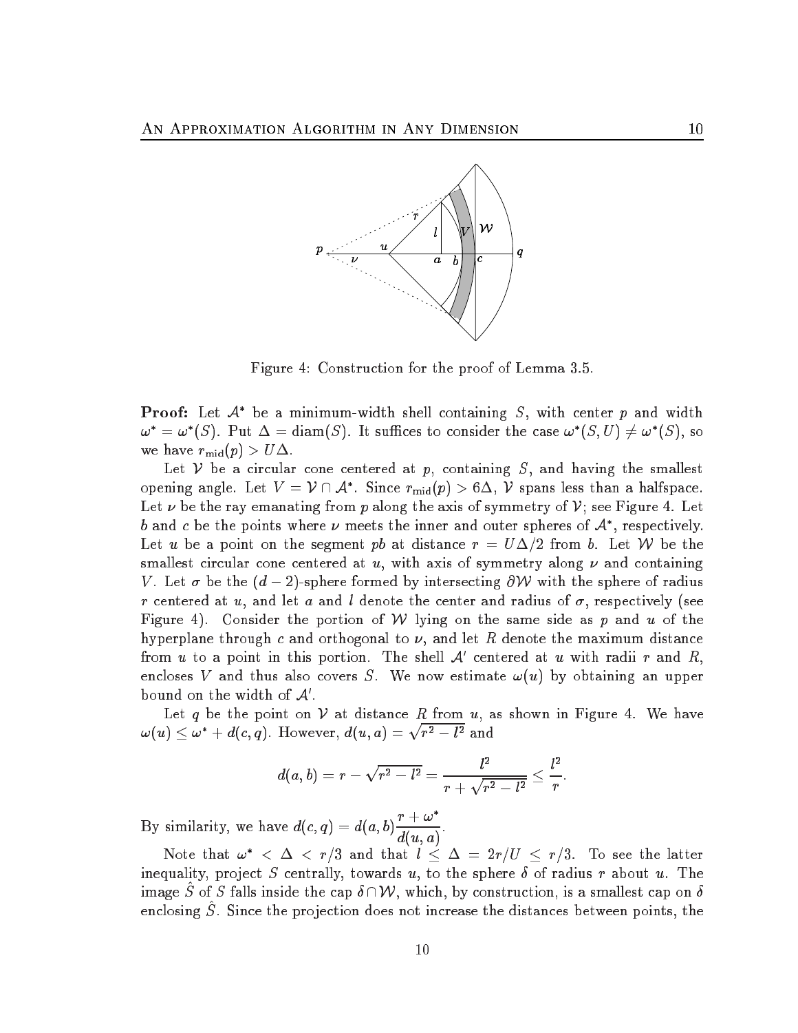Figure 4: Construction for the proof of Lemma 3.5.

**Proof:** Let $\mathcal{A}^*$ be a minimum-width shell containing $S$, with center $p$ and width $\omega^* = \omega^*(S)$. Put $\Delta = \text{diam}(S)$. It suffices to consider the case $\omega^*(S, U) \neq \omega^*(S)$, so we have $r_{\text{mid}}(p) > U\Delta$.

Let $\mathcal{V}$ be a circular cone centered at $p$, containing $S$, and having the smallest opening angle. Let $V = \mathcal{V} \cap \mathcal{A}^*$. Since $r_{\text{mid}}(p) > 6\Delta$, $\mathcal{V}$ spans less than a halfspace. Let $\nu$ be the ray emanating from $p$ along the axis of symmetry of $\mathcal{V}$; see Figure 4. Let $b$ and $c$ be the points where $\nu$ meets the inner and outer spheres of $\mathcal{A}^*$, respectively. Let $u$ be a point on the segment $pb$ at distance $r = U\Delta/2$ from $b$. Let $\mathcal{W}$ be the smallest circular cone centered at $u$, with axis of symmetry along $\nu$ and containing $V$. Let $\sigma$ be the $(d-2)$-sphere formed by intersecting $\partial\mathcal{W}$ with the sphere of radius $r$ centered at $u$, and let $a$ and $l$ denote the center and radius of $\sigma$, respectively (see Figure 4). Consider the portion of $\mathcal{W}$ lying on the same side as $p$ and $u$ of the hyperplane through $c$ and orthogonal to $\nu$, and let $R$ denote the maximum distance from $u$ to a point in this portion. The shell $\mathcal{A}'$ centered at $u$ with radii $r$ and $R$, encloses $V$ and thus also covers $S$. We now estimate $\omega(u)$ by obtaining an upper bound on the width of $\mathcal{A}'$.

Let $q$ be the point on $\mathcal{V}$ at distance $R$ from $u$, as shown in Figure 4. We have $\omega(u) \leq \omega^* + d(c, q)$. However, $d(u, a) = \sqrt{r^2 - l^2}$ and

$$d(a, b) = r - \sqrt{r^2 - l^2} = \frac{l^2}{r + \sqrt{r^2 - l^2}} \leq \frac{l^2}{r}.$$

By similarity, we have $d(c, q) = d(a, b)\dfrac{r + \omega^*}{d(u, a)}$.

Note that $\omega^* < \Delta < r/3$ and that $l \leq \Delta = 2r/U \leq r/3$. To see the latter inequality, project $S$ centrally, towards $u$, to the sphere $\delta$ of radius $r$ about $u$. The image $\hat{S}$ of $S$ falls inside the cap $\delta \cap \mathcal{W}$, which, by construction, is a smallest cap on $\delta$ enclosing $\hat{S}$. Since the projection does not increase the distances between points, the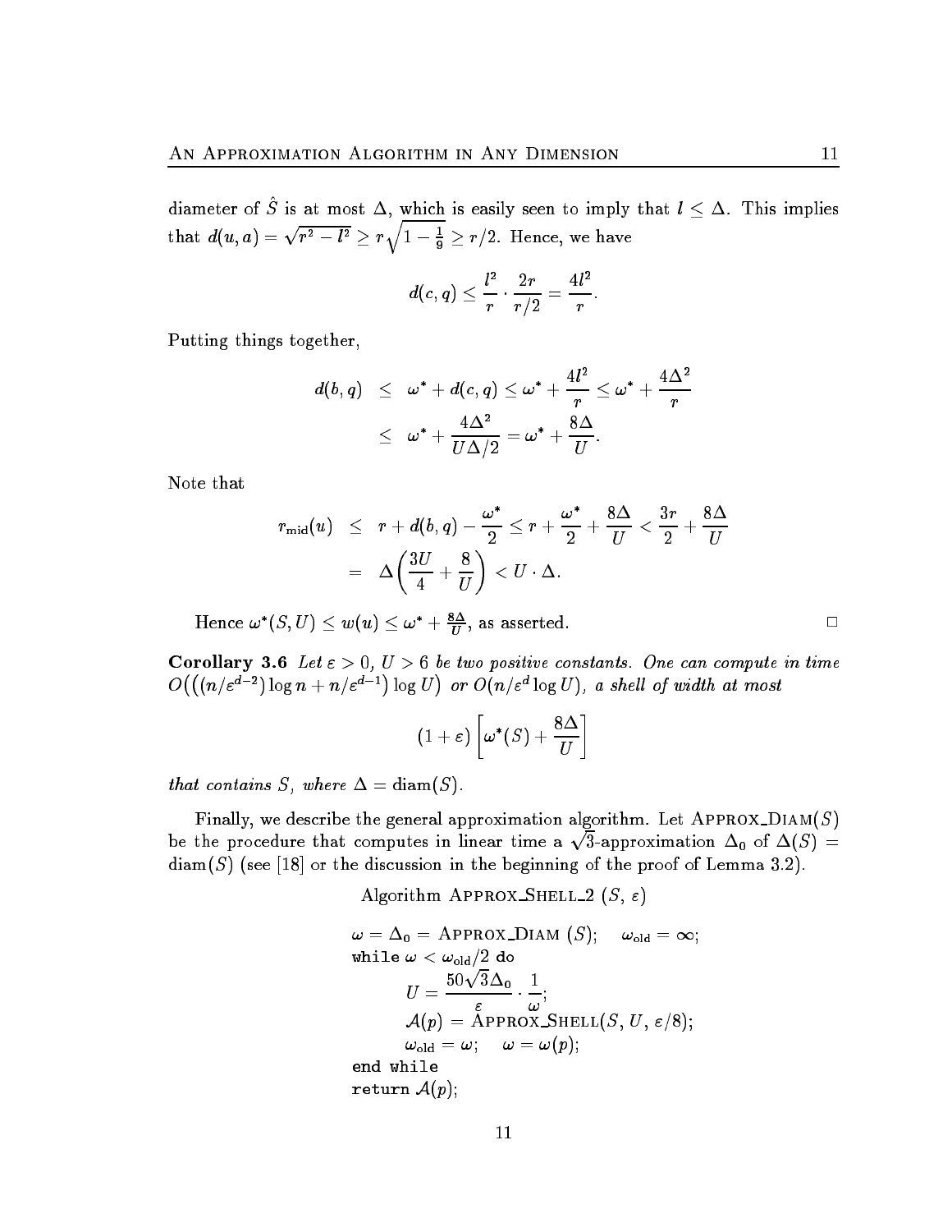diameter of $\hat{S}$ is at most $\Delta$, which is easily seen to imply that $l \leq \Delta$. This implies that $d(u,a) = \sqrt{r^2 - l^2} \geq r\sqrt{1 - \frac{1}{9}} \geq r/2$. Hence, we have

$$d(c,q) \leq \frac{l^2}{r} \cdot \frac{2r}{r/2} = \frac{4l^2}{r}.$$

Putting things together,

$$\begin{aligned} d(b,q) &\leq \omega^* + d(c,q) \leq \omega^* + \frac{4l^2}{r} \leq \omega^* + \frac{4\Delta^2}{r} \\ &\leq \omega^* + \frac{4\Delta^2}{U\Delta/2} = \omega^* + \frac{8\Delta}{U}. \end{aligned}$$

Note that

$$\begin{aligned} r_{\mathrm{mid}}(u) &\leq r + d(b,q) - \frac{\omega^*}{2} \leq r + \frac{\omega^*}{2} + \frac{8\Delta}{U} < \frac{3r}{2} + \frac{8\Delta}{U} \\ &= \Delta\left(\frac{3U}{4} + \frac{8}{U}\right) < U \cdot \Delta. \end{aligned}$$

Hence $\omega^*(S,U) \leq w(u) \leq \omega^* + \frac{8\Delta}{U}$, as asserted. □

**Corollary 3.6** *Let $\varepsilon > 0$, $U > 6$ be two positive constants. One can compute in time $O\big(\big((n/\varepsilon^{d-2})\log n + n/\varepsilon^{d-1}\big)\log U\big)$ or $O(n/\varepsilon^d \log U)$, a shell of width at most*

$$(1+\varepsilon)\left[\omega^*(S) + \frac{8\Delta}{U}\right]$$

*that contains $S$, where $\Delta = \mathrm{diam}(S)$.*

Finally, we describe the general approximation algorithm. Let Approx_Diam$(S)$ be the procedure that computes in linear time a $\sqrt{3}$-approximation $\Delta_0$ of $\Delta(S) = \mathrm{diam}(S)$ (see [18] or the discussion in the beginning of the proof of Lemma 3.2).

Algorithm Approx_Shell_2 $(S, \varepsilon)$

$\omega = \Delta_0 =$ Approx_Diam $(S)$; $\quad \omega_{\mathrm{old}} = \infty$;
**while** $\omega < \omega_{\mathrm{old}}/2$ **do**
$\quad U = \dfrac{50\sqrt{3}\Delta_0}{\varepsilon} \cdot \dfrac{1}{\omega}$;
$\quad \mathcal{A}(p) =$ Approx_Shell$(S, U, \varepsilon/8)$;
$\quad \omega_{\mathrm{old}} = \omega$; $\quad \omega = \omega(p)$;
**end while**
**return** $\mathcal{A}(p)$;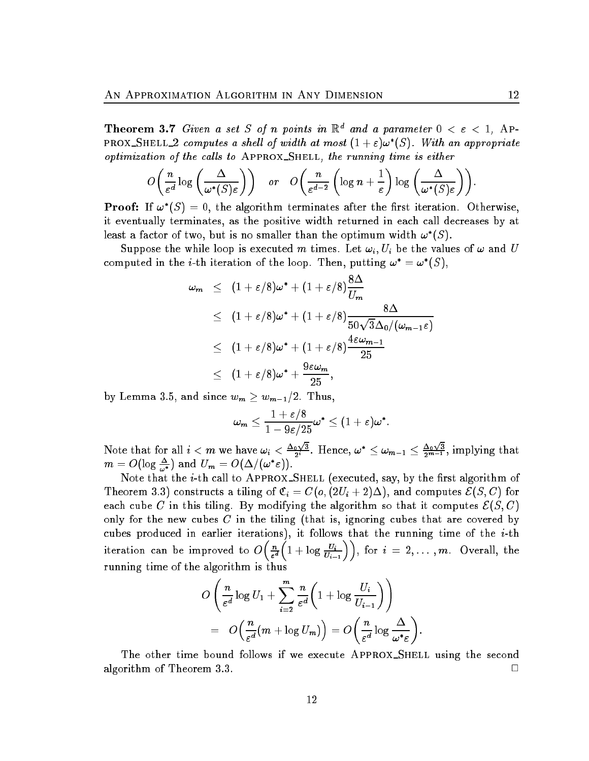**Theorem 3.7** *Given a set $S$ of $n$ points in $\mathbb{R}^d$ and a parameter $0 < \varepsilon < 1$,* Approx_Shell_2 *computes a shell of width at most $(1+\varepsilon)\omega^*(S)$. With an appropriate optimization of the calls to* Approx_Shell, *the running time is either*

$$O\!\left(\frac{n}{\varepsilon^d}\log\left(\frac{\Delta}{\omega^*(S)\varepsilon}\right)\right) \quad \text{or} \quad O\!\left(\frac{n}{\varepsilon^{d-2}}\left(\log n + \frac{1}{\varepsilon}\right)\log\left(\frac{\Delta}{\omega^*(S)\varepsilon}\right)\right).$$

**Proof:** If $\omega^*(S) = 0$, the algorithm terminates after the first iteration. Otherwise, it eventually terminates, as the positive width returned in each call decreases by at least a factor of two, but is no smaller than the optimum width $\omega^*(S)$.

Suppose the while loop is executed $m$ times. Let $\omega_i, U_i$ be the values of $\omega$ and $U$ computed in the $i$-th iteration of the loop. Then, putting $\omega^* = \omega^*(S)$,

$$\begin{aligned}
\omega_m &\le (1+\varepsilon/8)\omega^* + (1+\varepsilon/8)\frac{8\Delta}{U_m} \\
&\le (1+\varepsilon/8)\omega^* + (1+\varepsilon/8)\frac{8\Delta}{50\sqrt{3}\Delta_0/(\omega_{m-1}\varepsilon)} \\
&\le (1+\varepsilon/8)\omega^* + (1+\varepsilon/8)\frac{4\varepsilon\omega_{m-1}}{25} \\
&\le (1+\varepsilon/8)\omega^* + \frac{9\varepsilon\omega_m}{25},
\end{aligned}$$

by Lemma 3.5, and since $w_m \ge w_{m-1}/2$. Thus,

$$\omega_m \le \frac{1+\varepsilon/8}{1-9\varepsilon/25}\omega^* \le (1+\varepsilon)\omega^*.$$

Note that for all $i < m$ we have $\omega_i < \frac{\Delta_0\sqrt{3}}{2^i}$. Hence, $\omega^* \le \omega_{m-1} \le \frac{\Delta_0\sqrt{3}}{2^{m-1}}$, implying that $m = O(\log\frac{\Delta}{\omega^*})$ and $U_m = O(\Delta/(\omega^*\varepsilon))$.

Note that the $i$-th call to Approx_Shell (executed, say, by the first algorithm of Theorem 3.3) constructs a tiling of $\mathfrak{C}_i = C(o, (2U_i+2)\Delta)$, and computes $\mathcal{E}(S, C)$ for each cube $C$ in this tiling. By modifying the algorithm so that it computes $\mathcal{E}(S, C)$ only for the new cubes $C$ in the tiling (that is, ignoring cubes that are covered by cubes produced in earlier iterations), it follows that the running time of the $i$-th iteration can be improved to $O\!\left(\frac{n}{\varepsilon^d}\left(1+\log\frac{U_i}{U_{i-1}}\right)\right)$, for $i = 2, \ldots, m$. Overall, the running time of the algorithm is thus

$$\begin{aligned}
&O\left(\frac{n}{\varepsilon^d}\log U_1 + \sum_{i=2}^{m}\frac{n}{\varepsilon^d}\left(1+\log\frac{U_i}{U_{i-1}}\right)\right) \\
&= O\!\left(\frac{n}{\varepsilon^d}(m+\log U_m)\right) = O\!\left(\frac{n}{\varepsilon^d}\log\frac{\Delta}{\omega^*\varepsilon}\right).
\end{aligned}$$

The other time bound follows if we execute Approx_Shell using the second algorithm of Theorem 3.3. □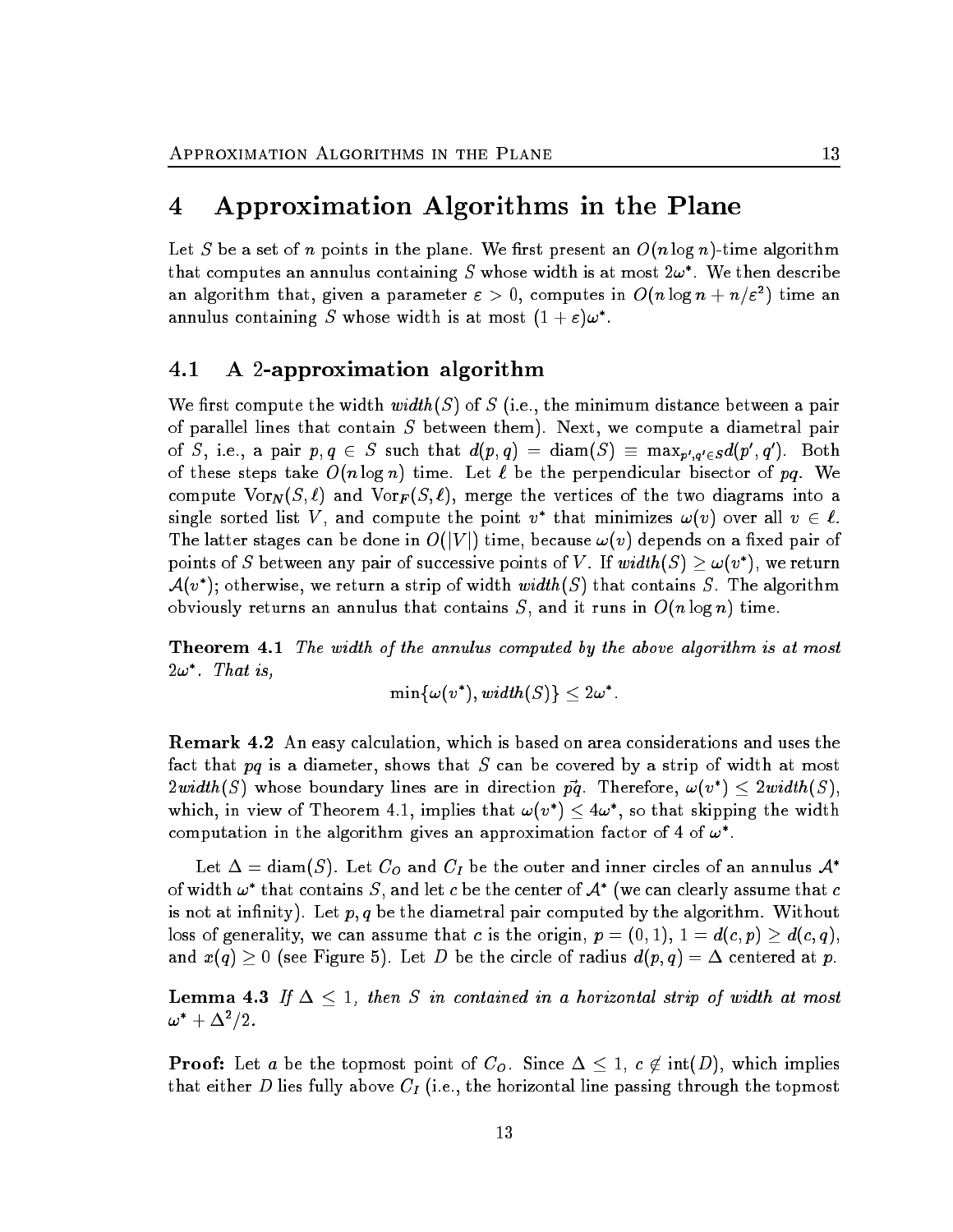# 4 Approximation Algorithms in the Plane

Let $S$ be a set of $n$ points in the plane. We first present an $O(n \log n)$-time algorithm that computes an annulus containing $S$ whose width is at most $2\omega^*$. We then describe an algorithm that, given a parameter $\varepsilon > 0$, computes in $O(n \log n + n/\varepsilon^2)$ time an annulus containing $S$ whose width is at most $(1+\varepsilon)\omega^*$.

## 4.1 A 2-approximation algorithm

We first compute the width $\mathit{width}(S)$ of $S$ (i.e., the minimum distance between a pair of parallel lines that contain $S$ between them). Next, we compute a diametral pair of $S$, i.e., a pair $p, q \in S$ such that $d(p,q) = \mathrm{diam}(S) \equiv \max_{p',q' \in S} d(p',q')$. Both of these steps take $O(n \log n)$ time. Let $\ell$ be the perpendicular bisector of $pq$. We compute $\mathrm{Vor}_N(S, \ell)$ and $\mathrm{Vor}_F(S, \ell)$, merge the vertices of the two diagrams into a single sorted list $V$, and compute the point $v^*$ that minimizes $\omega(v)$ over all $v \in \ell$. The latter stages can be done in $O(|V|)$ time, because $\omega(v)$ depends on a fixed pair of points of $S$ between any pair of successive points of $V$. If $\mathit{width}(S) \geq \omega(v^*)$, we return $\mathcal{A}(v^*)$; otherwise, we return a strip of width $\mathit{width}(S)$ that contains $S$. The algorithm obviously returns an annulus that contains $S$, and it runs in $O(n \log n)$ time.

**Theorem 4.1** *The width of the annulus computed by the above algorithm is at most $2\omega^*$. That is,*

$$\min\{\omega(v^*), \mathit{width}(S)\} \leq 2\omega^*.$$

**Remark 4.2** An easy calculation, which is based on area considerations and uses the fact that $pq$ is a diameter, shows that $S$ can be covered by a strip of width at most $2\mathit{width}(S)$ whose boundary lines are in direction $\vec{pq}$. Therefore, $\omega(v^*) \leq 2\mathit{width}(S)$, which, in view of Theorem 4.1, implies that $\omega(v^*) \leq 4\omega^*$, so that skipping the width computation in the algorithm gives an approximation factor of 4 of $\omega^*$.

Let $\Delta = \mathrm{diam}(S)$. Let $C_O$ and $C_I$ be the outer and inner circles of an annulus $\mathcal{A}^*$ of width $\omega^*$ that contains $S$, and let $c$ be the center of $\mathcal{A}^*$ (we can clearly assume that $c$ is not at infinity). Let $p, q$ be the diametral pair computed by the algorithm. Without loss of generality, we can assume that $c$ is the origin, $p = (0,1)$, $1 = d(c,p) \geq d(c,q)$, and $x(q) \geq 0$ (see Figure 5). Let $D$ be the circle of radius $d(p,q) = \Delta$ centered at $p$.

**Lemma 4.3** *If $\Delta \leq 1$, then $S$ in contained in a horizontal strip of width at most $\omega^* + \Delta^2/2$.*

**Proof:** Let $a$ be the topmost point of $C_O$. Since $\Delta \leq 1$, $c \notin \mathrm{int}(D)$, which implies that either $D$ lies fully above $C_I$ (i.e., the horizontal line passing through the topmost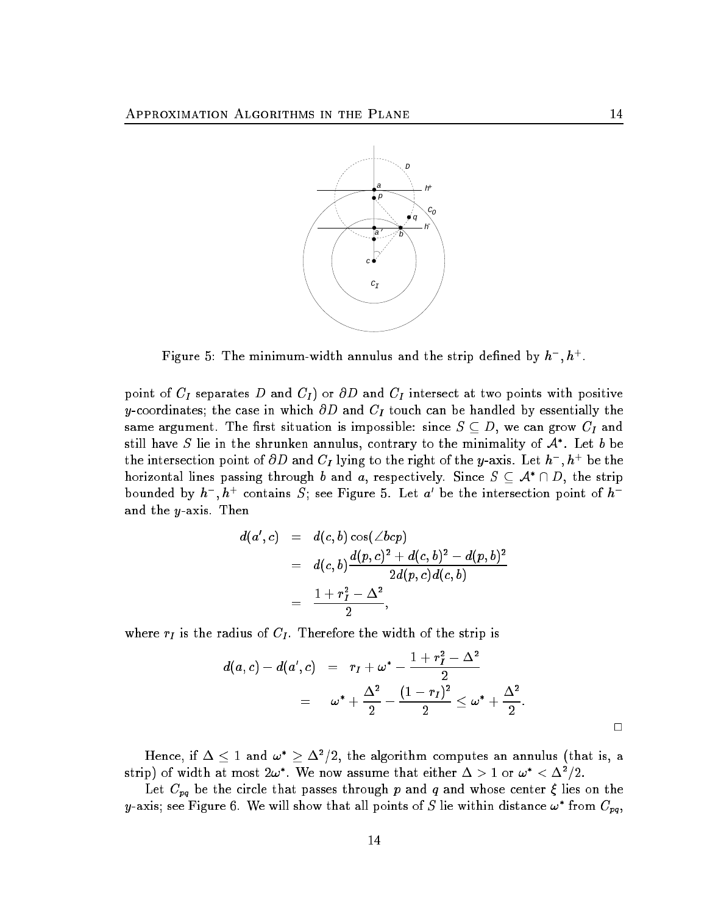Figure 5: The minimum-width annulus and the strip defined by $h^-, h^+$.

point of $C_I$ separates $D$ and $C_I$) or $\partial D$ and $C_I$ intersect at two points with positive $y$-coordinates; the case in which $\partial D$ and $C_I$ touch can be handled by essentially the same argument. The first situation is impossible: since $S \subseteq D$, we can grow $C_I$ and still have $S$ lie in the shrunken annulus, contrary to the minimality of $\mathcal{A}^*$. Let $b$ be the intersection point of $\partial D$ and $C_I$ lying to the right of the $y$-axis. Let $h^-, h^+$ be the horizontal lines passing through $b$ and $a$, respectively. Since $S \subseteq \mathcal{A}^* \cap D$, the strip bounded by $h^-, h^+$ contains $S$; see Figure 5. Let $a'$ be the intersection point of $h^-$ and the $y$-axis. Then

$$
\begin{aligned}
d(a', c) &= d(c, b)\cos(\angle bcp) \\
&= d(c, b)\frac{d(p, c)^2 + d(c, b)^2 - d(p, b)^2}{2d(p, c)d(c, b)} \\
&= \frac{1 + r_I^2 - \Delta^2}{2},
\end{aligned}
$$

where $r_I$ is the radius of $C_I$. Therefore the width of the strip is

$$
\begin{aligned}
d(a, c) - d(a', c) &= r_I + \omega^* - \frac{1 + r_I^2 - \Delta^2}{2} \\
&= \omega^* + \frac{\Delta^2}{2} - \frac{(1 - r_I)^2}{2} \le \omega^* + \frac{\Delta^2}{2}.
\end{aligned}
$$

□

Hence, if $\Delta \le 1$ and $\omega^* \ge \Delta^2/2$, the algorithm computes an annulus (that is, a strip) of width at most $2\omega^*$. We now assume that either $\Delta > 1$ or $\omega^* < \Delta^2/2$.

Let $C_{pq}$ be the circle that passes through $p$ and $q$ and whose center $\xi$ lies on the $y$-axis; see Figure 6. We will show that all points of $S$ lie within distance $\omega^*$ from $C_{pq}$,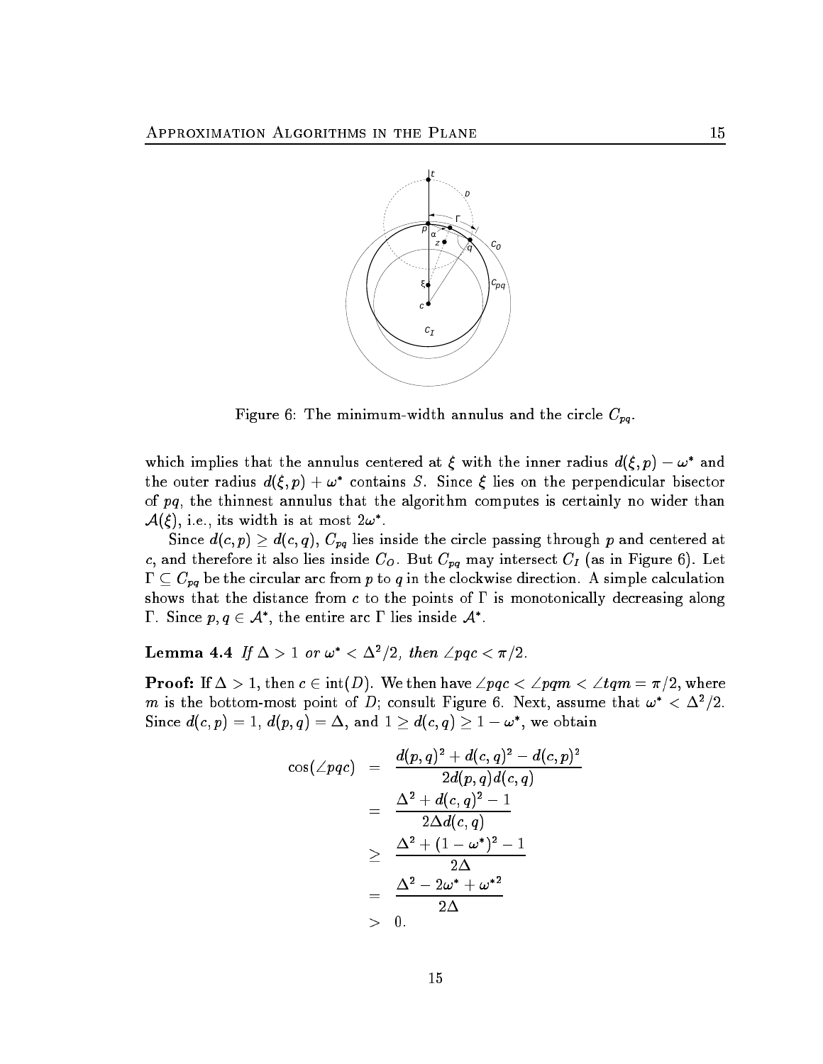Figure 6: The minimum-width annulus and the circle $C_{pq}$.

which implies that the annulus centered at $\xi$ with the inner radius $d(\xi, p) - \omega^*$ and the outer radius $d(\xi, p) + \omega^*$ contains $S$. Since $\xi$ lies on the perpendicular bisector of $pq$, the thinnest annulus that the algorithm computes is certainly no wider than $\mathcal{A}(\xi)$, i.e., its width is at most $2\omega^*$.

Since $d(c,p) \geq d(c,q)$, $C_{pq}$ lies inside the circle passing through $p$ and centered at $c$, and therefore it also lies inside $C_O$. But $C_{pq}$ may intersect $C_I$ (as in Figure 6). Let $\Gamma \subseteq C_{pq}$ be the circular arc from $p$ to $q$ in the clockwise direction. A simple calculation shows that the distance from $c$ to the points of $\Gamma$ is monotonically decreasing along $\Gamma$. Since $p, q \in \mathcal{A}^*$, the entire arc $\Gamma$ lies inside $\mathcal{A}^*$.

**Lemma 4.4** *If $\Delta > 1$ or $\omega^* < \Delta^2/2$, then $\angle pqc < \pi/2$.*

**Proof:** If $\Delta > 1$, then $c \in \text{int}(D)$. We then have $\angle pqc < \angle pqm < \angle tqm = \pi/2$, where $m$ is the bottom-most point of $D$; consult Figure 6. Next, assume that $\omega^* < \Delta^2/2$. Since $d(c,p) = 1$, $d(p,q) = \Delta$, and $1 \geq d(c,q) \geq 1 - \omega^*$, we obtain

$$
\begin{aligned}
\cos(\angle pqc) &= \frac{d(p,q)^2 + d(c,q)^2 - d(c,p)^2}{2d(p,q)d(c,q)} \\
&= \frac{\Delta^2 + d(c,q)^2 - 1}{2\Delta d(c,q)} \\
&\geq \frac{\Delta^2 + (1-\omega^*)^2 - 1}{2\Delta} \\
&= \frac{\Delta^2 - 2\omega^* + \omega^{*2}}{2\Delta} \\
&> 0.
\end{aligned}
$$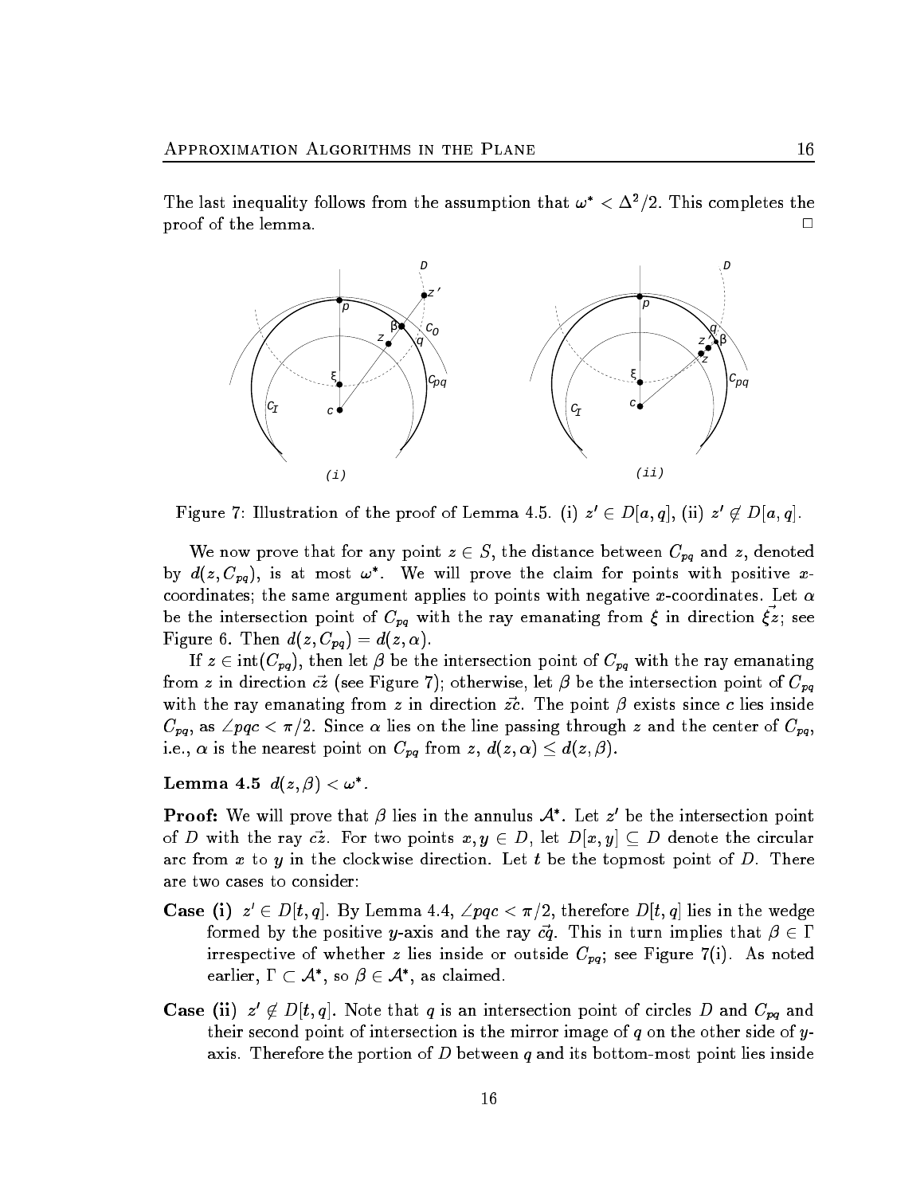The last inequality follows from the assumption that $\omega^* < \Delta^2/2$. This completes the proof of the lemma. $\square$

Figure 7: Illustration of the proof of Lemma 4.5. (i) $z' \in D[a, q]$, (ii) $z' \notin D[a, q]$.

We now prove that for any point $z \in S$, the distance between $C_{pq}$ and $z$, denoted by $d(z, C_{pq})$, is at most $\omega^*$. We will prove the claim for points with positive $x$-coordinates; the same argument applies to points with negative $x$-coordinates. Let $\alpha$ be the intersection point of $C_{pq}$ with the ray emanating from $\xi$ in direction $\vec{\xi z}$; see Figure 6. Then $d(z, C_{pq}) = d(z, \alpha)$.

If $z \in \text{int}(C_{pq})$, then let $\beta$ be the intersection point of $C_{pq}$ with the ray emanating from $z$ in direction $\vec{cz}$ (see Figure 7); otherwise, let $\beta$ be the intersection point of $C_{pq}$ with the ray emanating from $z$ in direction $\vec{zc}$. The point $\beta$ exists since $c$ lies inside $C_{pq}$, as $\angle pqc < \pi/2$. Since $\alpha$ lies on the line passing through $z$ and the center of $C_{pq}$, i.e., $\alpha$ is the nearest point on $C_{pq}$ from $z$, $d(z, \alpha) \leq d(z, \beta)$.

**Lemma 4.5** *$d(z, \beta) < \omega^*$.*

**Proof:** We will prove that $\beta$ lies in the annulus $\mathcal{A}^*$. Let $z'$ be the intersection point of $D$ with the ray $\vec{cz}$. For two points $x, y \in D$, let $D[x, y] \subseteq D$ denote the circular arc from $x$ to $y$ in the clockwise direction. Let $t$ be the topmost point of $D$. There are two cases to consider:

**Case (i)** $z' \in D[t, q]$. By Lemma 4.4, $\angle pqc < \pi/2$, therefore $D[t, q]$ lies in the wedge formed by the positive $y$-axis and the ray $\vec{cq}$. This in turn implies that $\beta \in \Gamma$ irrespective of whether $z$ lies inside or outside $C_{pq}$; see Figure 7(i). As noted earlier, $\Gamma \subset \mathcal{A}^*$, so $\beta \in \mathcal{A}^*$, as claimed.

**Case (ii)** $z' \notin D[t, q]$. Note that $q$ is an intersection point of circles $D$ and $C_{pq}$ and their second point of intersection is the mirror image of $q$ on the other side of $y$-axis. Therefore the portion of $D$ between $q$ and its bottom-most point lies inside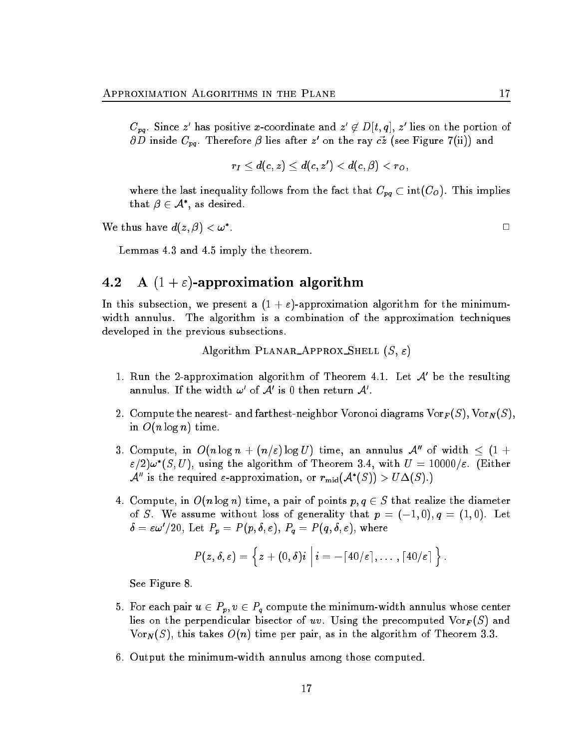$C_{pq}$. Since $z'$ has positive $x$-coordinate and $z' \notin D[t, q]$, $z'$ lies on the portion of $\partial D$ inside $C_{pq}$. Therefore $\beta$ lies after $z'$ on the ray $\vec{cz}$ (see Figure 7(ii)) and

$$r_I \leq d(c, z) \leq d(c, z') < d(c, \beta) < r_O,$$

where the last inequality follows from the fact that $C_{pq} \subset \text{int}(C_O)$. This implies that $\beta \in \mathcal{A}^*$, as desired.

We thus have $d(z, \beta) < \omega^*$. □

Lemmas 4.3 and 4.5 imply the theorem.

## 4.2 A $(1 + \varepsilon)$-approximation algorithm

In this subsection, we present a $(1 + \varepsilon)$-approximation algorithm for the minimum-width annulus. The algorithm is a combination of the approximation techniques developed in the previous subsections.

Algorithm PLANAR_APPROX_SHELL $(S, \varepsilon)$

1. Run the 2-approximation algorithm of Theorem 4.1. Let $\mathcal{A}'$ be the resulting annulus. If the width $\omega'$ of $\mathcal{A}'$ is 0 then return $\mathcal{A}'$.

2. Compute the nearest- and farthest-neighbor Voronoi diagrams $\text{Vor}_F(S), \text{Vor}_N(S)$, in $O(n \log n)$ time.

3. Compute, in $O(n \log n + (n/\varepsilon) \log U)$ time, an annulus $\mathcal{A}''$ of width $\leq (1 + \varepsilon/2)\omega^*(S, U)$, using the algorithm of Theorem 3.4, with $U = 10000/\varepsilon$. (Either $\mathcal{A}''$ is the required $\varepsilon$-approximation, or $r_{\text{mid}}(\mathcal{A}^*(S)) > U\Delta(S)$.)

4. Compute, in $O(n \log n)$ time, a pair of points $p, q \in S$ that realize the diameter of $S$. We assume without loss of generality that $p = (-1, 0), q = (1, 0)$. Let $\delta = \varepsilon\omega'/20$, Let $P_p = P(p, \delta, \varepsilon)$, $P_q = P(q, \delta, \varepsilon)$, where

$$P(z, \delta, \varepsilon) = \left\{ z + (0, \delta)i \;\middle|\; i = -\lceil 40/\varepsilon \rceil, \ldots, \lceil 40/\varepsilon \rceil \right\}.$$

   See Figure 8.

5. For each pair $u \in P_p, v \in P_q$ compute the minimum-width annulus whose center lies on the perpendicular bisector of $uv$. Using the precomputed $\text{Vor}_F(S)$ and $\text{Vor}_N(S)$, this takes $O(n)$ time per pair, as in the algorithm of Theorem 3.3.

6. Output the minimum-width annulus among those computed.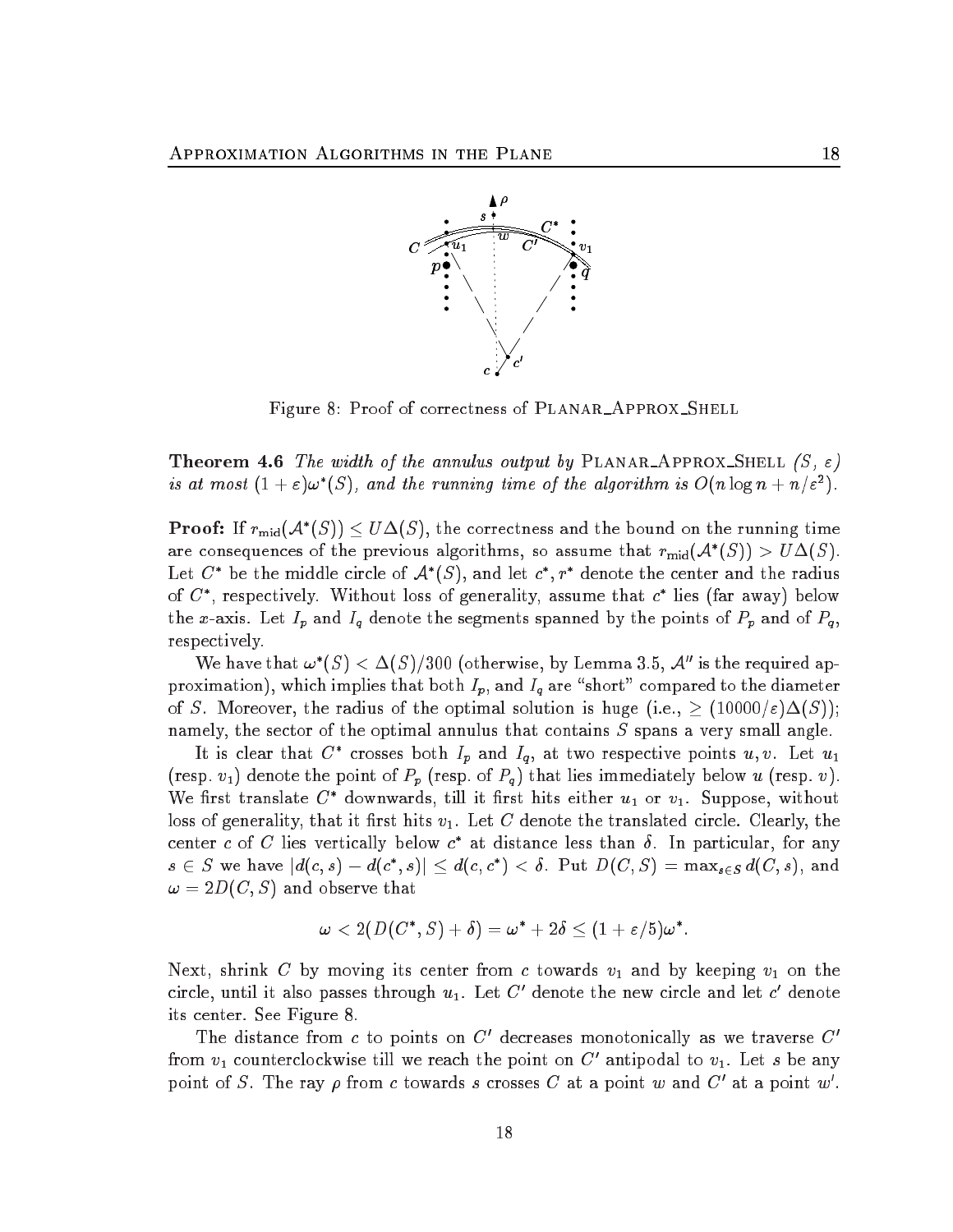Figure 8: Proof of correctness of PLANAR_APPROX_SHELL

**Theorem 4.6** *The width of the annulus output by* PLANAR_APPROX_SHELL *($S$, $\varepsilon$) is at most $(1+\varepsilon)\omega^*(S)$, and the running time of the algorithm is $O(n \log n + n/\varepsilon^2)$.*

**Proof:** If $r_{\text{mid}}(\mathcal{A}^*(S)) \leq U\Delta(S)$, the correctness and the bound on the running time are consequences of the previous algorithms, so assume that $r_{\text{mid}}(\mathcal{A}^*(S)) > U\Delta(S)$. Let $C^*$ be the middle circle of $\mathcal{A}^*(S)$, and let $c^*, r^*$ denote the center and the radius of $C^*$, respectively. Without loss of generality, assume that $c^*$ lies (far away) below the $x$-axis. Let $I_p$ and $I_q$ denote the segments spanned by the points of $P_p$ and of $P_q$, respectively.

We have that $\omega^*(S) < \Delta(S)/300$ (otherwise, by Lemma 3.5, $\mathcal{A}''$ is the required approximation), which implies that both $I_p$, and $I_q$ are "short" compared to the diameter of $S$. Moreover, the radius of the optimal solution is huge (i.e., $\geq (10000/\varepsilon)\Delta(S)$); namely, the sector of the optimal annulus that contains $S$ spans a very small angle.

It is clear that $C^*$ crosses both $I_p$ and $I_q$, at two respective points $u, v$. Let $u_1$ (resp. $v_1$) denote the point of $P_p$ (resp. of $P_q$) that lies immediately below $u$ (resp. $v$). We first translate $C^*$ downwards, till it first hits either $u_1$ or $v_1$. Suppose, without loss of generality, that it first hits $v_1$. Let $C$ denote the translated circle. Clearly, the center $c$ of $C$ lies vertically below $c^*$ at distance less than $\delta$. In particular, for any $s \in S$ we have $|d(c,s) - d(c^*,s)| \leq d(c,c^*) < \delta$. Put $D(C,S) = \max_{s \in S} d(C,s)$, and $\omega = 2D(C,S)$ and observe that

$$\omega < 2(D(C^*,S) + \delta) = \omega^* + 2\delta \leq (1+\varepsilon/5)\omega^*.$$

Next, shrink $C$ by moving its center from $c$ towards $v_1$ and by keeping $v_1$ on the circle, until it also passes through $u_1$. Let $C'$ denote the new circle and let $c'$ denote its center. See Figure 8.

The distance from $c$ to points on $C'$ decreases monotonically as we traverse $C'$ from $v_1$ counterclockwise till we reach the point on $C'$ antipodal to $v_1$. Let $s$ be any point of $S$. The ray $\rho$ from $c$ towards $s$ crosses $C$ at a point $w$ and $C'$ at a point $w'$.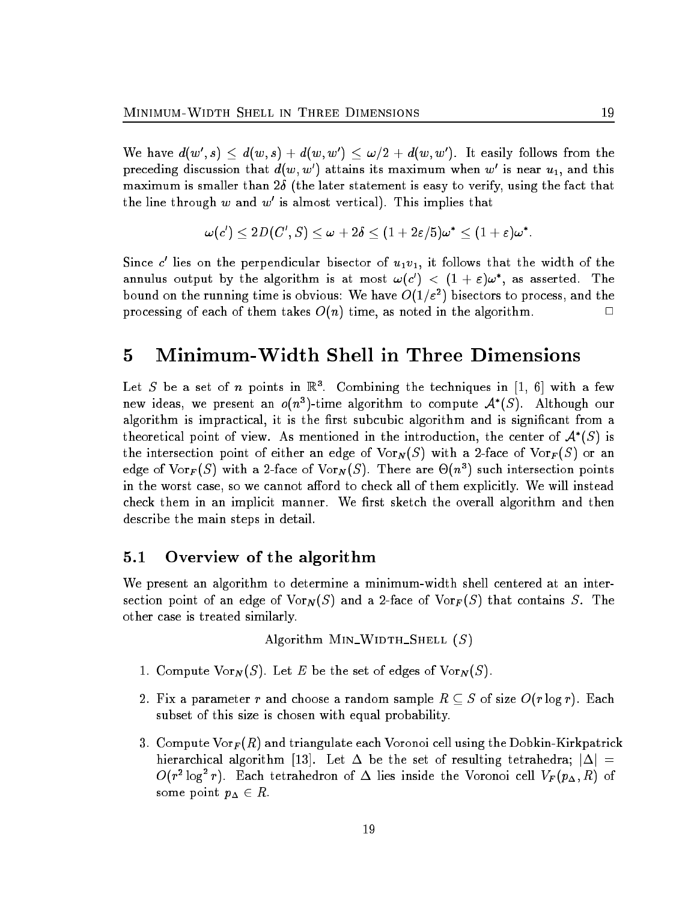We have $d(w', s) \leq d(w, s) + d(w, w') \leq \omega/2 + d(w, w')$. It easily follows from the preceding discussion that $d(w, w')$ attains its maximum when $w'$ is near $u_1$, and this maximum is smaller than $2\delta$ (the later statement is easy to verify, using the fact that the line through $w$ and $w'$ is almost vertical). This implies that

$$\omega(c') \leq 2D(C', S) \leq \omega + 2\delta \leq (1 + 2\varepsilon/5)\omega^* \leq (1 + \varepsilon)\omega^*.$$

Since $c'$ lies on the perpendicular bisector of $u_1 v_1$, it follows that the width of the annulus output by the algorithm is at most $\omega(c') < (1 + \varepsilon)\omega^*$, as asserted. The bound on the running time is obvious: We have $O(1/\varepsilon^2)$ bisectors to process, and the processing of each of them takes $O(n)$ time, as noted in the algorithm. □

# 5 Minimum-Width Shell in Three Dimensions

Let $S$ be a set of $n$ points in $\mathbb{R}^3$. Combining the techniques in [1, 6] with a few new ideas, we present an $o(n^3)$-time algorithm to compute $\mathcal{A}^*(S)$. Although our algorithm is impractical, it is the first subcubic algorithm and is significant from a theoretical point of view. As mentioned in the introduction, the center of $\mathcal{A}^*(S)$ is the intersection point of either an edge of $\text{Vor}_N(S)$ with a 2-face of $\text{Vor}_F(S)$ or an edge of $\text{Vor}_F(S)$ with a 2-face of $\text{Vor}_N(S)$. There are $\Theta(n^3)$ such intersection points in the worst case, so we cannot afford to check all of them explicitly. We will instead check them in an implicit manner. We first sketch the overall algorithm and then describe the main steps in detail.

## 5.1 Overview of the algorithm

We present an algorithm to determine a minimum-width shell centered at an intersection point of an edge of $\text{Vor}_N(S)$ and a 2-face of $\text{Vor}_F(S)$ that contains $S$. The other case is treated similarly.

Algorithm MIN_WIDTH_SHELL $(S)$

1. Compute $\text{Vor}_N(S)$. Let $E$ be the set of edges of $\text{Vor}_N(S)$.
2. Fix a parameter $r$ and choose a random sample $R \subseteq S$ of size $O(r \log r)$. Each subset of this size is chosen with equal probability.
3. Compute $\text{Vor}_F(R)$ and triangulate each Voronoi cell using the Dobkin-Kirkpatrick hierarchical algorithm [13]. Let $\Delta$ be the set of resulting tetrahedra; $|\Delta| = O(r^2 \log^2 r)$. Each tetrahedron of $\Delta$ lies inside the Voronoi cell $V_F(p_\Delta, R)$ of some point $p_\Delta \in R$.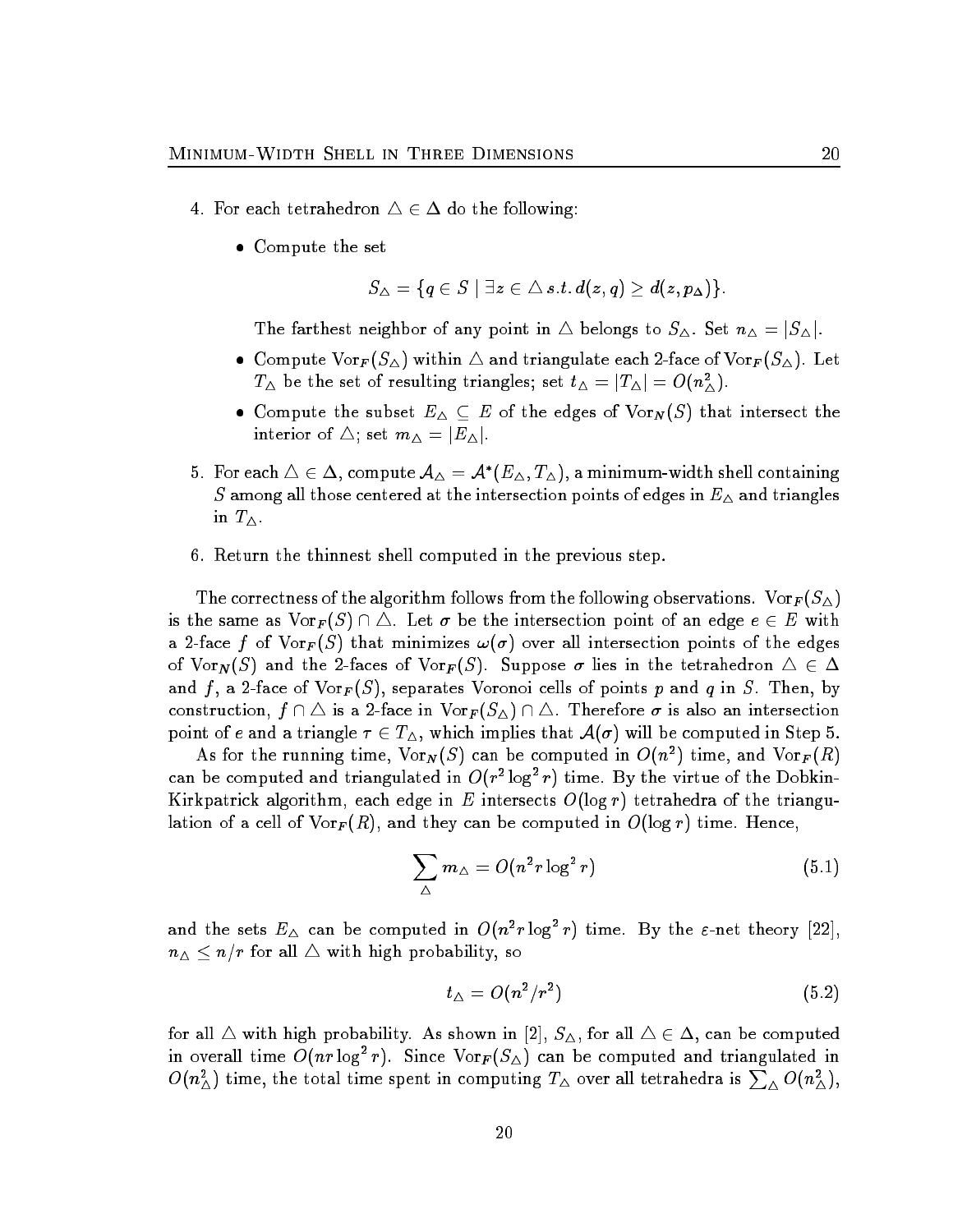4. For each tetrahedron $\triangle \in \Delta$ do the following:

   - Compute the set
   $$S_\triangle = \{q \in S \mid \exists z \in \triangle \; s.t. \; d(z,q) \geq d(z, p_\triangle)\}.$$
   The farthest neighbor of any point in $\triangle$ belongs to $S_\triangle$. Set $n_\triangle = |S_\triangle|$.
   - Compute $\mathrm{Vor}_F(S_\triangle)$ within $\triangle$ and triangulate each 2-face of $\mathrm{Vor}_F(S_\triangle)$. Let $T_\triangle$ be the set of resulting triangles; set $t_\triangle = |T_\triangle| = O(n_\triangle^2)$.
   - Compute the subset $E_\triangle \subseteq E$ of the edges of $\mathrm{Vor}_N(S)$ that intersect the interior of $\triangle$; set $m_\triangle = |E_\triangle|$.

5. For each $\triangle \in \Delta$, compute $\mathcal{A}_\triangle = \mathcal{A}^*(E_\triangle, T_\triangle)$, a minimum-width shell containing $S$ among all those centered at the intersection points of edges in $E_\triangle$ and triangles in $T_\triangle$.

6. Return the thinnest shell computed in the previous step.

The correctness of the algorithm follows from the following observations. $\mathrm{Vor}_F(S_\triangle)$ is the same as $\mathrm{Vor}_F(S) \cap \triangle$. Let $\sigma$ be the intersection point of an edge $e \in E$ with a 2-face $f$ of $\mathrm{Vor}_F(S)$ that minimizes $\omega(\sigma)$ over all intersection points of the edges of $\mathrm{Vor}_N(S)$ and the 2-faces of $\mathrm{Vor}_F(S)$. Suppose $\sigma$ lies in the tetrahedron $\triangle \in \Delta$ and $f$, a 2-face of $\mathrm{Vor}_F(S)$, separates Voronoi cells of points $p$ and $q$ in $S$. Then, by construction, $f \cap \triangle$ is a 2-face in $\mathrm{Vor}_F(S_\triangle) \cap \triangle$. Therefore $\sigma$ is also an intersection point of $e$ and a triangle $\tau \in T_\triangle$, which implies that $\mathcal{A}(\sigma)$ will be computed in Step 5.

As for the running time, $\mathrm{Vor}_N(S)$ can be computed in $O(n^2)$ time, and $\mathrm{Vor}_F(R)$ can be computed and triangulated in $O(r^2 \log^2 r)$ time. By the virtue of the Dobkin-Kirkpatrick algorithm, each edge in $E$ intersects $O(\log r)$ tetrahedra of the triangulation of a cell of $\mathrm{Vor}_F(R)$, and they can be computed in $O(\log r)$ time. Hence,

$$\sum_\triangle m_\triangle = O(n^2 r \log^2 r) \tag{5.1}$$

and the sets $E_\triangle$ can be computed in $O(n^2 r \log^2 r)$ time. By the $\varepsilon$-net theory [22], $n_\triangle \leq n/r$ for all $\triangle$ with high probability, so

$$t_\triangle = O(n^2/r^2) \tag{5.2}$$

for all $\triangle$ with high probability. As shown in [2], $S_\triangle$, for all $\triangle \in \Delta$, can be computed in overall time $O(nr \log^2 r)$. Since $\mathrm{Vor}_F(S_\triangle)$ can be computed and triangulated in $O(n_\triangle^2)$ time, the total time spent in computing $T_\triangle$ over all tetrahedra is $\sum_\triangle O(n_\triangle^2)$,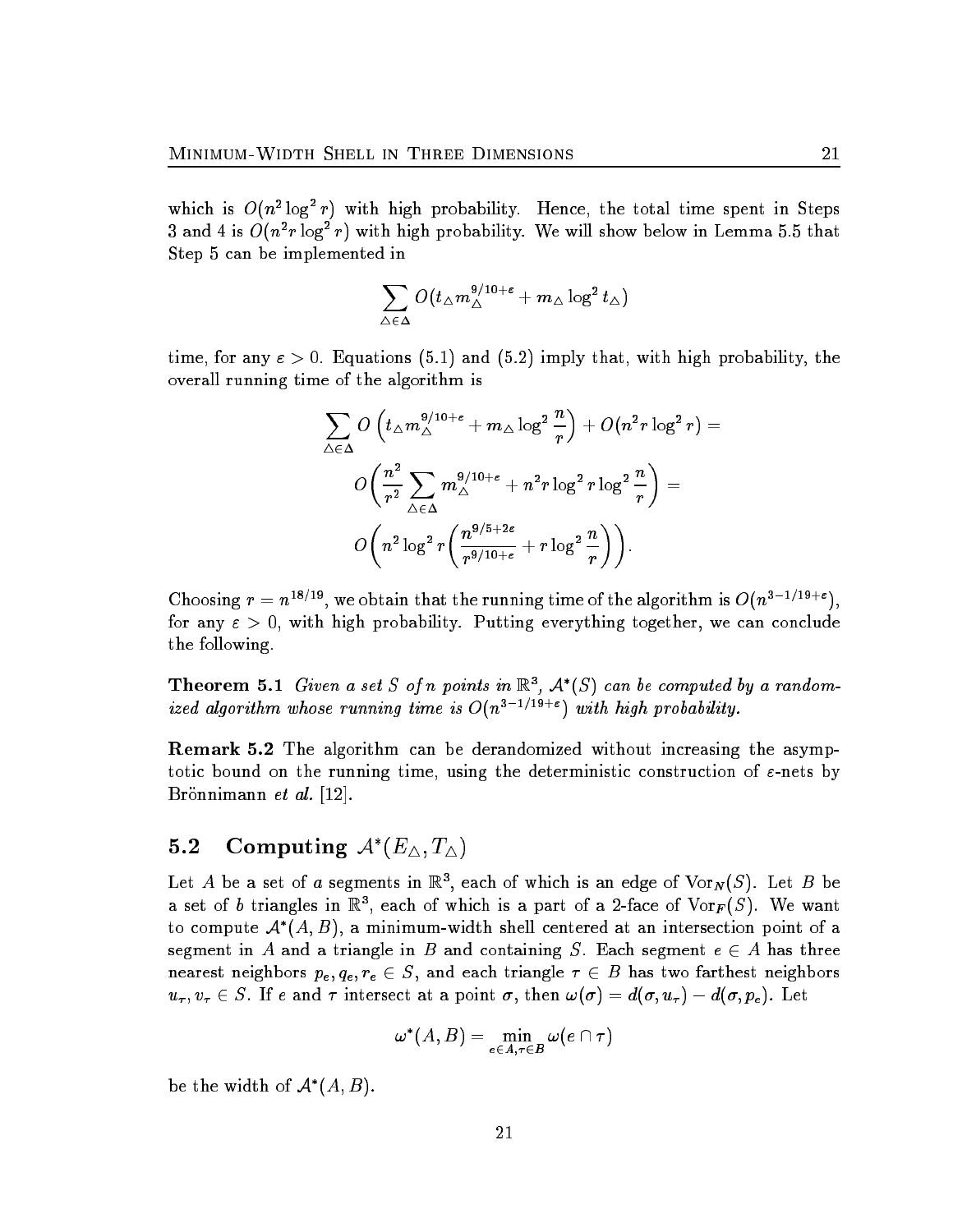which is $O(n^2 \log^2 r)$ with high probability. Hence, the total time spent in Steps 3 and 4 is $O(n^2 r \log^2 r)$ with high probability. We will show below in Lemma 5.5 that Step 5 can be implemented in

$$\sum_{\triangle \in \Delta} O(t_\triangle m_\triangle^{9/10+\varepsilon} + m_\triangle \log^2 t_\triangle)$$

time, for any $\varepsilon > 0$. Equations (5.1) and (5.2) imply that, with high probability, the overall running time of the algorithm is

$$\begin{aligned}
\sum_{\triangle \in \Delta} O\left(t_\triangle m_\triangle^{9/10+\varepsilon} + m_\triangle \log^2 \frac{n}{r}\right) + O(n^2 r \log^2 r) = \\
O\left(\frac{n^2}{r^2} \sum_{\triangle \in \Delta} m_\triangle^{9/10+\varepsilon} + n^2 r \log^2 r \log^2 \frac{n}{r}\right) = \\
O\left(n^2 \log^2 r \left(\frac{n^{9/5+2\varepsilon}}{r^{9/10+\varepsilon}} + r \log^2 \frac{n}{r}\right)\right).
\end{aligned}$$

Choosing $r = n^{18/19}$, we obtain that the running time of the algorithm is $O(n^{3-1/19+\varepsilon})$, for any $\varepsilon > 0$, with high probability. Putting everything together, we can conclude the following.

**Theorem 5.1** *Given a set $S$ of $n$ points in $\mathbb{R}^3$, $\mathcal{A}^*(S)$ can be computed by a randomized algorithm whose running time is $O(n^{3-1/19+\varepsilon})$ with high probability.*

**Remark 5.2** The algorithm can be derandomized without increasing the asymptotic bound on the running time, using the deterministic construction of $\varepsilon$-nets by Brönnimann *et al.* [12].

## 5.2 Computing $\mathcal{A}^*(E_\triangle, T_\triangle)$

Let $A$ be a set of $a$ segments in $\mathbb{R}^3$, each of which is an edge of $\mathrm{Vor}_N(S)$. Let $B$ be a set of $b$ triangles in $\mathbb{R}^3$, each of which is a part of a 2-face of $\mathrm{Vor}_F(S)$. We want to compute $\mathcal{A}^*(A, B)$, a minimum-width shell centered at an intersection point of a segment in $A$ and a triangle in $B$ and containing $S$. Each segment $e \in A$ has three nearest neighbors $p_e, q_e, r_e \in S$, and each triangle $\tau \in B$ has two farthest neighbors $u_\tau, v_\tau \in S$. If $e$ and $\tau$ intersect at a point $\sigma$, then $\omega(\sigma) = d(\sigma, u_\tau) - d(\sigma, p_e)$. Let

$$\omega^*(A, B) = \min_{e \in A, \tau \in B} \omega(e \cap \tau)$$

be the width of $\mathcal{A}^*(A, B)$.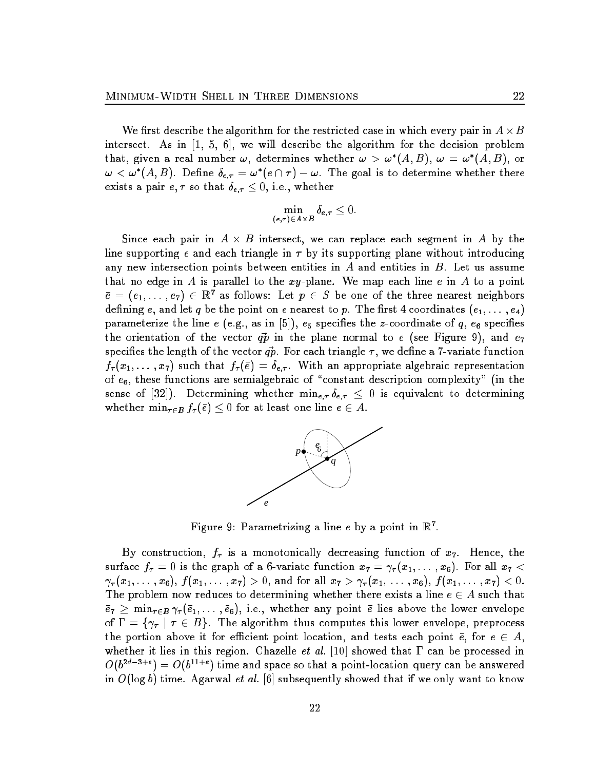We first describe the algorithm for the restricted case in which every pair in $A \times B$ intersect. As in [1, 5, 6], we will describe the algorithm for the decision problem that, given a real number $\omega$, determines whether $\omega > \omega^*(A, B)$, $\omega = \omega^*(A, B)$, or $\omega < \omega^*(A, B)$. Define $\delta_{e,\tau} = \omega^*(e \cap \tau) - \omega$. The goal is to determine whether there exists a pair $e, \tau$ so that $\delta_{e,\tau} \leq 0$, i.e., whether

$$\min_{(e,\tau) \in A \times B} \delta_{e,\tau} \leq 0.$$

Since each pair in $A \times B$ intersect, we can replace each segment in $A$ by the line supporting $e$ and each triangle in $\tau$ by its supporting plane without introducing any new intersection points between entities in $A$ and entities in $B$. Let us assume that no edge in $A$ is parallel to the $xy$-plane. We map each line $e$ in $A$ to a point $\bar{e} = (e_1, \ldots, e_7) \in \mathbb{R}^7$ as follows: Let $p \in S$ be one of the three nearest neighbors defining $e$, and let $q$ be the point on $e$ nearest to $p$. The first 4 coordinates $(e_1, \ldots, e_4)$ parameterize the line $e$ (e.g., as in [5]), $e_5$ specifies the $z$-coordinate of $q$, $e_6$ specifies the orientation of the vector $\vec{qp}$ in the plane normal to $e$ (see Figure 9), and $e_7$ specifies the length of the vector $\vec{qp}$. For each triangle $\tau$, we define a 7-variate function $f_\tau(x_1, \ldots, x_7)$ such that $f_\tau(\bar{e}) = \delta_{e,\tau}$. With an appropriate algebraic representation of $e_6$, these functions are semialgebraic of "constant description complexity" (in the sense of [32]). Determining whether $\min_{e,\tau} \delta_{e,\tau} \leq 0$ is equivalent to determining whether $\min_{\tau \in B} f_\tau(\bar{e}) \leq 0$ for at least one line $e \in A$.

Figure 9: Parametrizing a line $e$ by a point in $\mathbb{R}^7$.

By construction, $f_\tau$ is a monotonically decreasing function of $x_7$. Hence, the surface $f_\tau = 0$ is the graph of a 6-variate function $x_7 = \gamma_\tau(x_1, \ldots, x_6)$. For all $x_7 < \gamma_\tau(x_1, \ldots, x_6)$, $f(x_1, \ldots, x_7) > 0$, and for all $x_7 > \gamma_\tau(x_1, \ldots, x_6)$, $f(x_1, \ldots, x_7) < 0$. The problem now reduces to determining whether there exists a line $e \in A$ such that $\bar{e}_7 \geq \min_{\tau \in B} \gamma_\tau(\bar{e}_1, \ldots, \bar{e}_6)$, i.e., whether any point $\bar{e}$ lies above the lower envelope of $\Gamma = \{\gamma_\tau \mid \tau \in B\}$. The algorithm thus computes this lower envelope, preprocess the portion above it for efficient point location, and tests each point $\bar{e}$, for $e \in A$, whether it lies in this region. Chazelle *et al.* [10] showed that $\Gamma$ can be processed in $O(b^{2d-3+\varepsilon}) = O(b^{11+\varepsilon})$ time and space so that a point-location query can be answered in $O(\log b)$ time. Agarwal *et al.* [6] subsequently showed that if we only want to know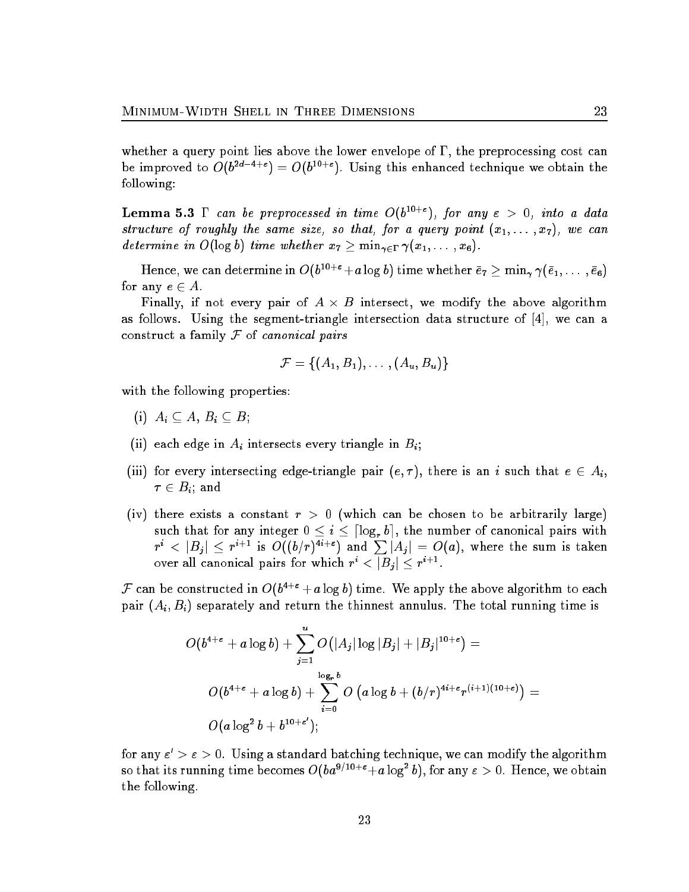whether a query point lies above the lower envelope of $\Gamma$, the preprocessing cost can be improved to $O(b^{2d-4+\varepsilon}) = O(b^{10+\varepsilon})$. Using this enhanced technique we obtain the following:

**Lemma 5.3** *$\Gamma$ can be preprocessed in time $O(b^{10+\varepsilon})$, for any $\varepsilon > 0$, into a data structure of roughly the same size, so that, for a query point $(x_1, \ldots, x_7)$, we can determine in $O(\log b)$ time whether $x_7 \geq \min_{\gamma \in \Gamma} \gamma(x_1, \ldots, x_6)$.*

Hence, we can determine in $O(b^{10+\varepsilon} + a \log b)$ time whether $\bar{e}_7 \geq \min_\gamma \gamma(\bar{e}_1, \ldots, \bar{e}_6)$ for any $e \in A$.

Finally, if not every pair of $A \times B$ intersect, we modify the above algorithm as follows. Using the segment-triangle intersection data structure of [4], we can a construct a family $\mathcal{F}$ of *canonical pairs*

$$\mathcal{F} = \{(A_1, B_1), \ldots, (A_u, B_u)\}$$

with the following properties:

(i) $A_i \subseteq A$, $B_i \subseteq B$;

(ii) each edge in $A_i$ intersects every triangle in $B_i$;

(iii) for every intersecting edge-triangle pair $(e, \tau)$, there is an $i$ such that $e \in A_i$, $\tau \in B_i$; and

(iv) there exists a constant $r > 0$ (which can be chosen to be arbitrarily large) such that for any integer $0 \leq i \leq \lceil \log_r b \rceil$, the number of canonical pairs with $r^i < |B_j| \leq r^{i+1}$ is $O((b/r)^{4i+\varepsilon})$ and $\sum |A_j| = O(a)$, where the sum is taken over all canonical pairs for which $r^i < |B_j| \leq r^{i+1}$.

$\mathcal{F}$ can be constructed in $O(b^{4+\varepsilon} + a \log b)$ time. We apply the above algorithm to each pair $(A_i, B_i)$ separately and return the thinnest annulus. The total running time is

$$O(b^{4+\varepsilon} + a \log b) + \sum_{j=1}^{u} O\left(|A_j| \log |B_j| + |B_j|^{10+\varepsilon}\right) =$$

$$O(b^{4+\varepsilon} + a \log b) + \sum_{i=0}^{\log_r b} O\left(a \log b + (b/r)^{4i+\varepsilon} r^{(i+1)(10+\varepsilon)}\right) =$$

$$O(a \log^2 b + b^{10+\varepsilon'});$$

for any $\varepsilon' > \varepsilon > 0$. Using a standard batching technique, we can modify the algorithm so that its running time becomes $O(ba^{9/10+\varepsilon} + a \log^2 b)$, for any $\varepsilon > 0$. Hence, we obtain the following.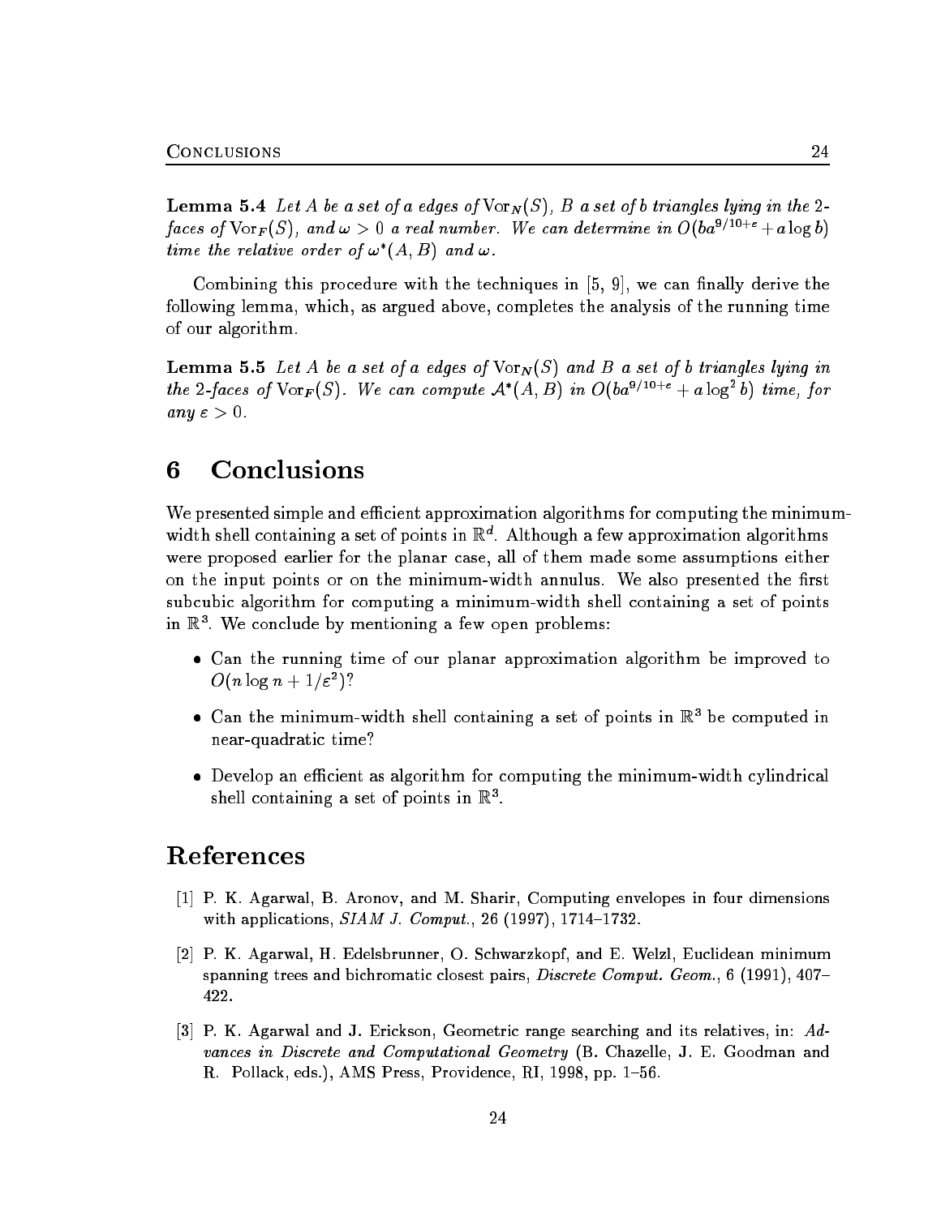**Lemma 5.4** *Let $A$ be a set of $a$ edges of* $\mathrm{Vor}_N(S)$*, $B$ a set of $b$ triangles lying in the 2-faces of* $\mathrm{Vor}_F(S)$*, and $\omega > 0$ a real number. We can determine in $O(ba^{9/10+\varepsilon} + a \log b)$ time the relative order of $\omega^*(A, B)$ and $\omega$.*

Combining this procedure with the techniques in [5, 9], we can finally derive the following lemma, which, as argued above, completes the analysis of the running time of our algorithm.

**Lemma 5.5** *Let $A$ be a set of $a$ edges of* $\mathrm{Vor}_N(S)$ *and $B$ a set of $b$ triangles lying in the 2-faces of* $\mathrm{Vor}_F(S)$*. We can compute $\mathcal{A}^*(A, B)$ in $O(ba^{9/10+\varepsilon} + a \log^2 b)$ time, for any $\varepsilon > 0$.*

## 6 Conclusions

We presented simple and efficient approximation algorithms for computing the minimum-width shell containing a set of points in $\mathbb{R}^d$. Although a few approximation algorithms were proposed earlier for the planar case, all of them made some assumptions either on the input points or on the minimum-width annulus. We also presented the first subcubic algorithm for computing a minimum-width shell containing a set of points in $\mathbb{R}^3$. We conclude by mentioning a few open problems:

- Can the running time of our planar approximation algorithm be improved to $O(n \log n + 1/\varepsilon^2)$?
- Can the minimum-width shell containing a set of points in $\mathbb{R}^3$ be computed in near-quadratic time?
- Develop an efficient as algorithm for computing the minimum-width cylindrical shell containing a set of points in $\mathbb{R}^3$.

## References

[1] P. K. Agarwal, B. Aronov, and M. Sharir, Computing envelopes in four dimensions with applications, *SIAM J. Comput.*, 26 (1997), 1714–1732.

[2] P. K. Agarwal, H. Edelsbrunner, O. Schwarzkopf, and E. Welzl, Euclidean minimum spanning trees and bichromatic closest pairs, *Discrete Comput. Geom.*, 6 (1991), 407–422.

[3] P. K. Agarwal and J. Erickson, Geometric range searching and its relatives, in: *Advances in Discrete and Computational Geometry* (B. Chazelle, J. E. Goodman and R. Pollack, eds.), AMS Press, Providence, RI, 1998, pp. 1–56.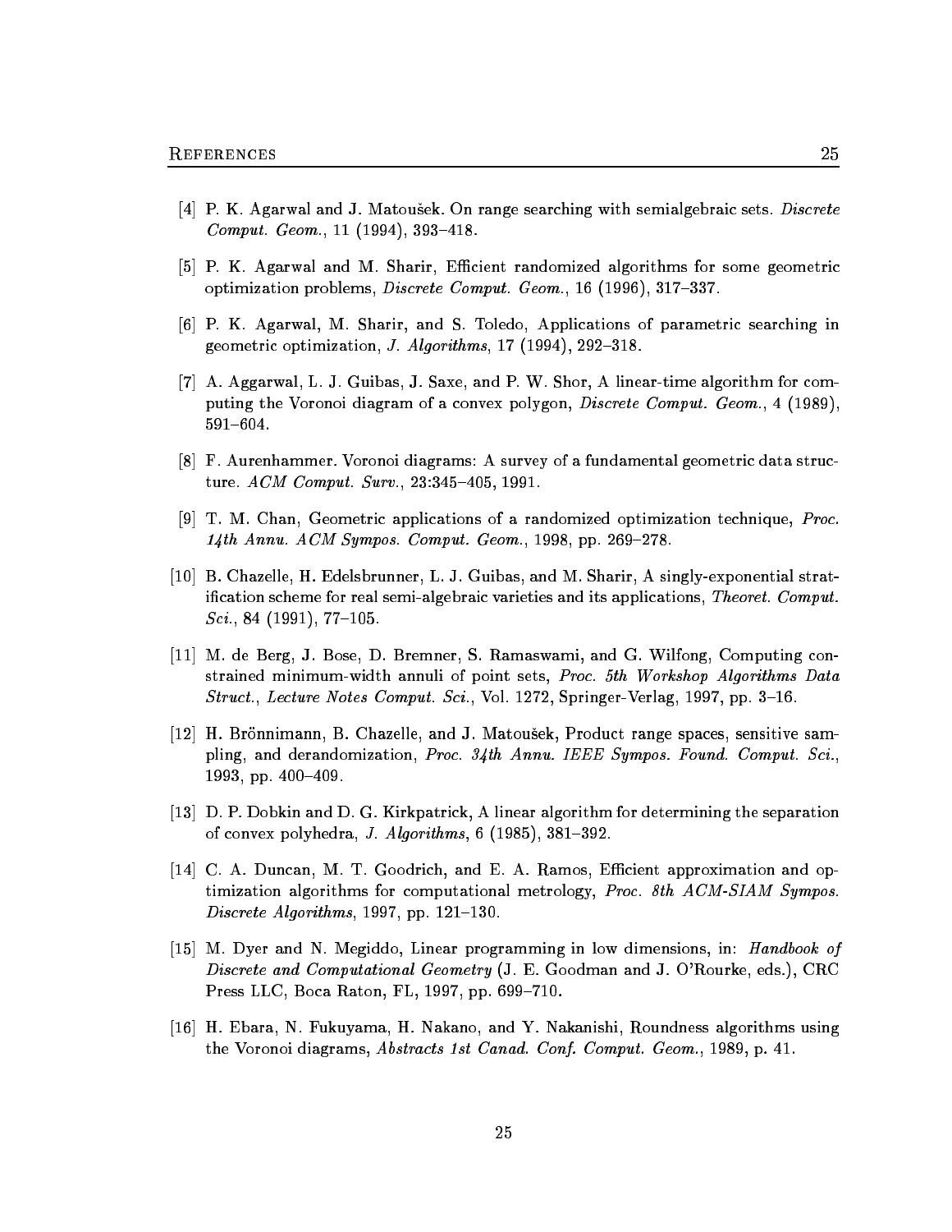[4] P. K. Agarwal and J. Matoušek. On range searching with semialgebraic sets. *Discrete Comput. Geom.*, 11 (1994), 393–418.

[5] P. K. Agarwal and M. Sharir, Efficient randomized algorithms for some geometric optimization problems, *Discrete Comput. Geom.*, 16 (1996), 317–337.

[6] P. K. Agarwal, M. Sharir, and S. Toledo, Applications of parametric searching in geometric optimization, *J. Algorithms*, 17 (1994), 292–318.

[7] A. Aggarwal, L. J. Guibas, J. Saxe, and P. W. Shor, A linear-time algorithm for computing the Voronoi diagram of a convex polygon, *Discrete Comput. Geom.*, 4 (1989), 591–604.

[8] F. Aurenhammer. Voronoi diagrams: A survey of a fundamental geometric data structure. *ACM Comput. Surv.*, 23:345–405, 1991.

[9] T. M. Chan, Geometric applications of a randomized optimization technique, *Proc. 14th Annu. ACM Sympos. Comput. Geom.*, 1998, pp. 269–278.

[10] B. Chazelle, H. Edelsbrunner, L. J. Guibas, and M. Sharir, A singly-exponential stratification scheme for real semi-algebraic varieties and its applications, *Theoret. Comput. Sci.*, 84 (1991), 77–105.

[11] M. de Berg, J. Bose, D. Bremner, S. Ramaswami, and G. Wilfong, Computing constrained minimum-width annuli of point sets, *Proc. 5th Workshop Algorithms Data Struct.*, *Lecture Notes Comput. Sci.*, Vol. 1272, Springer-Verlag, 1997, pp. 3–16.

[12] H. Brönnimann, B. Chazelle, and J. Matoušek, Product range spaces, sensitive sampling, and derandomization, *Proc. 34th Annu. IEEE Sympos. Found. Comput. Sci.*, 1993, pp. 400–409.

[13] D. P. Dobkin and D. G. Kirkpatrick, A linear algorithm for determining the separation of convex polyhedra, *J. Algorithms*, 6 (1985), 381–392.

[14] C. A. Duncan, M. T. Goodrich, and E. A. Ramos, Efficient approximation and optimization algorithms for computational metrology, *Proc. 8th ACM-SIAM Sympos. Discrete Algorithms*, 1997, pp. 121–130.

[15] M. Dyer and N. Megiddo, Linear programming in low dimensions, in: *Handbook of Discrete and Computational Geometry* (J. E. Goodman and J. O'Rourke, eds.), CRC Press LLC, Boca Raton, FL, 1997, pp. 699–710.

[16] H. Ebara, N. Fukuyama, H. Nakano, and Y. Nakanishi, Roundness algorithms using the Voronoi diagrams, *Abstracts 1st Canad. Conf. Comput. Geom.*, 1989, p. 41.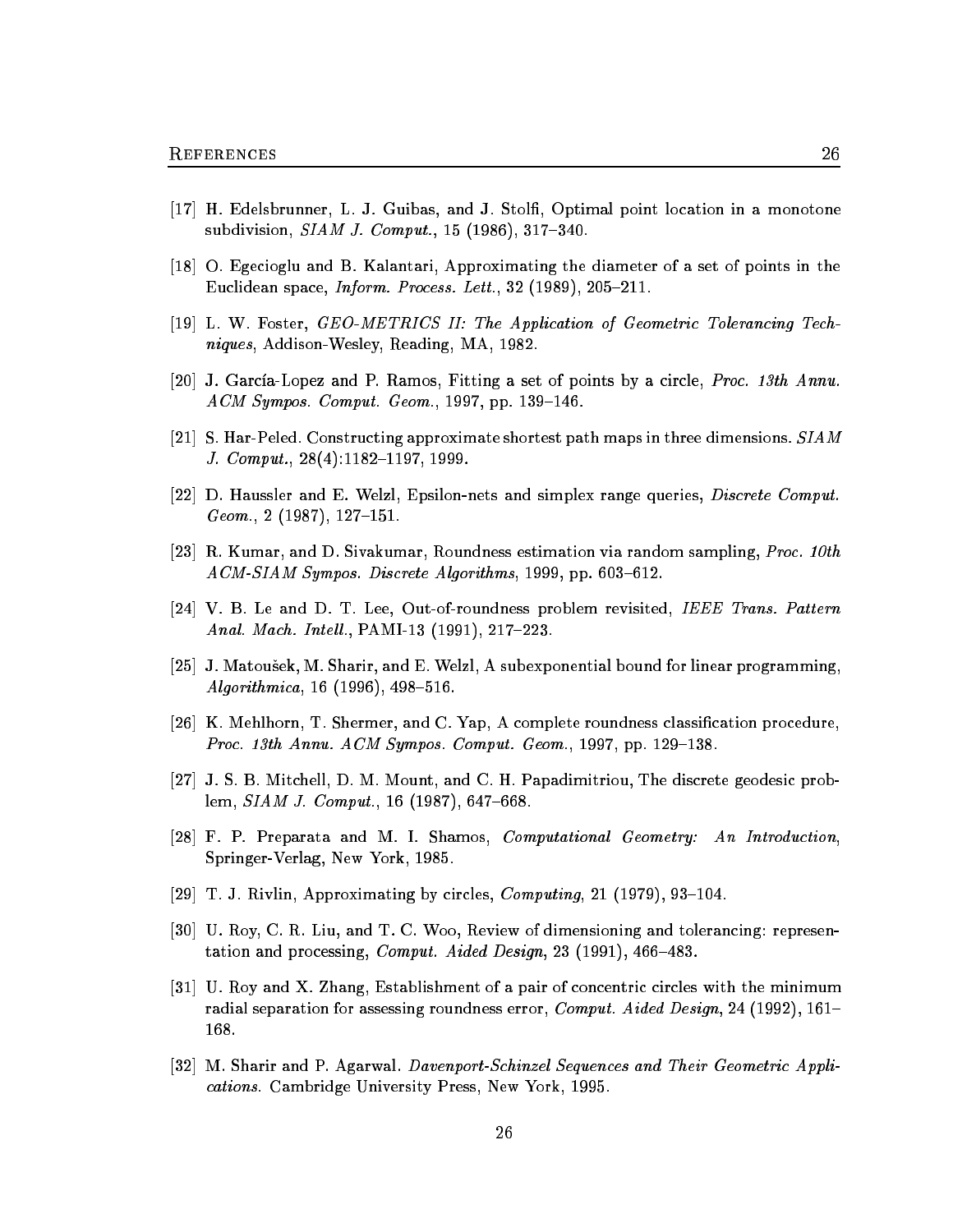[17] H. Edelsbrunner, L. J. Guibas, and J. Stolfi, Optimal point location in a monotone subdivision, *SIAM J. Comput.*, 15 (1986), 317–340.

[18] O. Egecioglu and B. Kalantari, Approximating the diameter of a set of points in the Euclidean space, *Inform. Process. Lett.*, 32 (1989), 205–211.

[19] L. W. Foster, *GEO-METRICS II: The Application of Geometric Tolerancing Techniques*, Addison-Wesley, Reading, MA, 1982.

[20] J. García-Lopez and P. Ramos, Fitting a set of points by a circle, *Proc. 13th Annu. ACM Sympos. Comput. Geom.*, 1997, pp. 139–146.

[21] S. Har-Peled. Constructing approximate shortest path maps in three dimensions. *SIAM J. Comput.*, 28(4):1182–1197, 1999.

[22] D. Haussler and E. Welzl, Epsilon-nets and simplex range queries, *Discrete Comput. Geom.*, 2 (1987), 127–151.

[23] R. Kumar, and D. Sivakumar, Roundness estimation via random sampling, *Proc. 10th ACM-SIAM Sympos. Discrete Algorithms*, 1999, pp. 603–612.

[24] V. B. Le and D. T. Lee, Out-of-roundness problem revisited, *IEEE Trans. Pattern Anal. Mach. Intell.*, PAMI-13 (1991), 217–223.

[25] J. Matoušek, M. Sharir, and E. Welzl, A subexponential bound for linear programming, *Algorithmica*, 16 (1996), 498–516.

[26] K. Mehlhorn, T. Shermer, and C. Yap, A complete roundness classification procedure, *Proc. 13th Annu. ACM Sympos. Comput. Geom.*, 1997, pp. 129–138.

[27] J. S. B. Mitchell, D. M. Mount, and C. H. Papadimitriou, The discrete geodesic problem, *SIAM J. Comput.*, 16 (1987), 647–668.

[28] F. P. Preparata and M. I. Shamos, *Computational Geometry: An Introduction*, Springer-Verlag, New York, 1985.

[29] T. J. Rivlin, Approximating by circles, *Computing*, 21 (1979), 93–104.

[30] U. Roy, C. R. Liu, and T. C. Woo, Review of dimensioning and tolerancing: representation and processing, *Comput. Aided Design*, 23 (1991), 466–483.

[31] U. Roy and X. Zhang, Establishment of a pair of concentric circles with the minimum radial separation for assessing roundness error, *Comput. Aided Design*, 24 (1992), 161–168.

[32] M. Sharir and P. Agarwal. *Davenport-Schinzel Sequences and Their Geometric Applications.* Cambridge University Press, New York, 1995.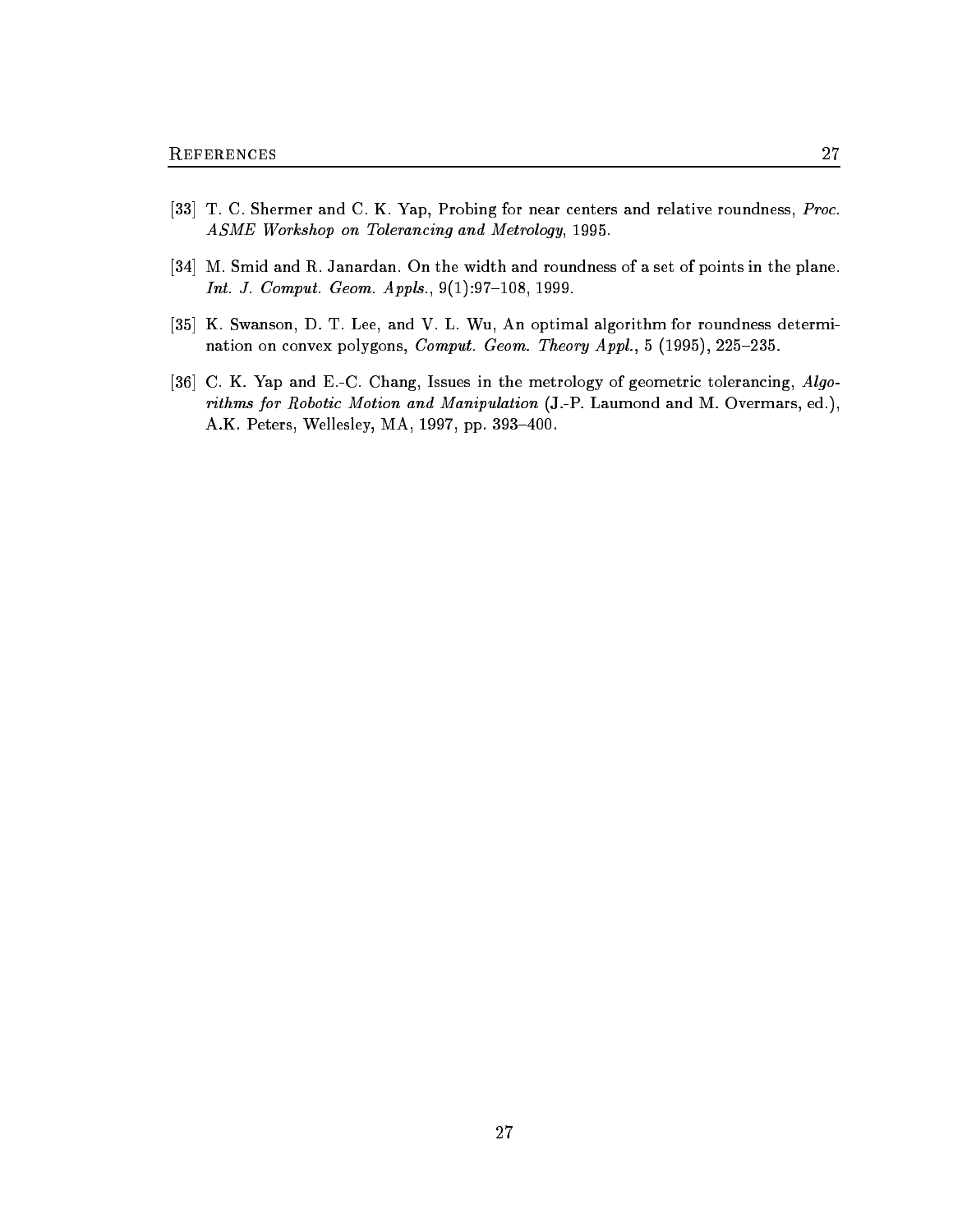[33] T. C. Shermer and C. K. Yap, Probing for near centers and relative roundness, *Proc. ASME Workshop on Tolerancing and Metrology*, 1995.

[34] M. Smid and R. Janardan. On the width and roundness of a set of points in the plane. *Int. J. Comput. Geom. Appls.*, 9(1):97–108, 1999.

[35] K. Swanson, D. T. Lee, and V. L. Wu, An optimal algorithm for roundness determination on convex polygons, *Comput. Geom. Theory Appl.*, 5 (1995), 225–235.

[36] C. K. Yap and E.-C. Chang, Issues in the metrology of geometric tolerancing, *Algorithms for Robotic Motion and Manipulation* (J.-P. Laumond and M. Overmars, ed.), A.K. Peters, Wellesley, MA, 1997, pp. 393–400.